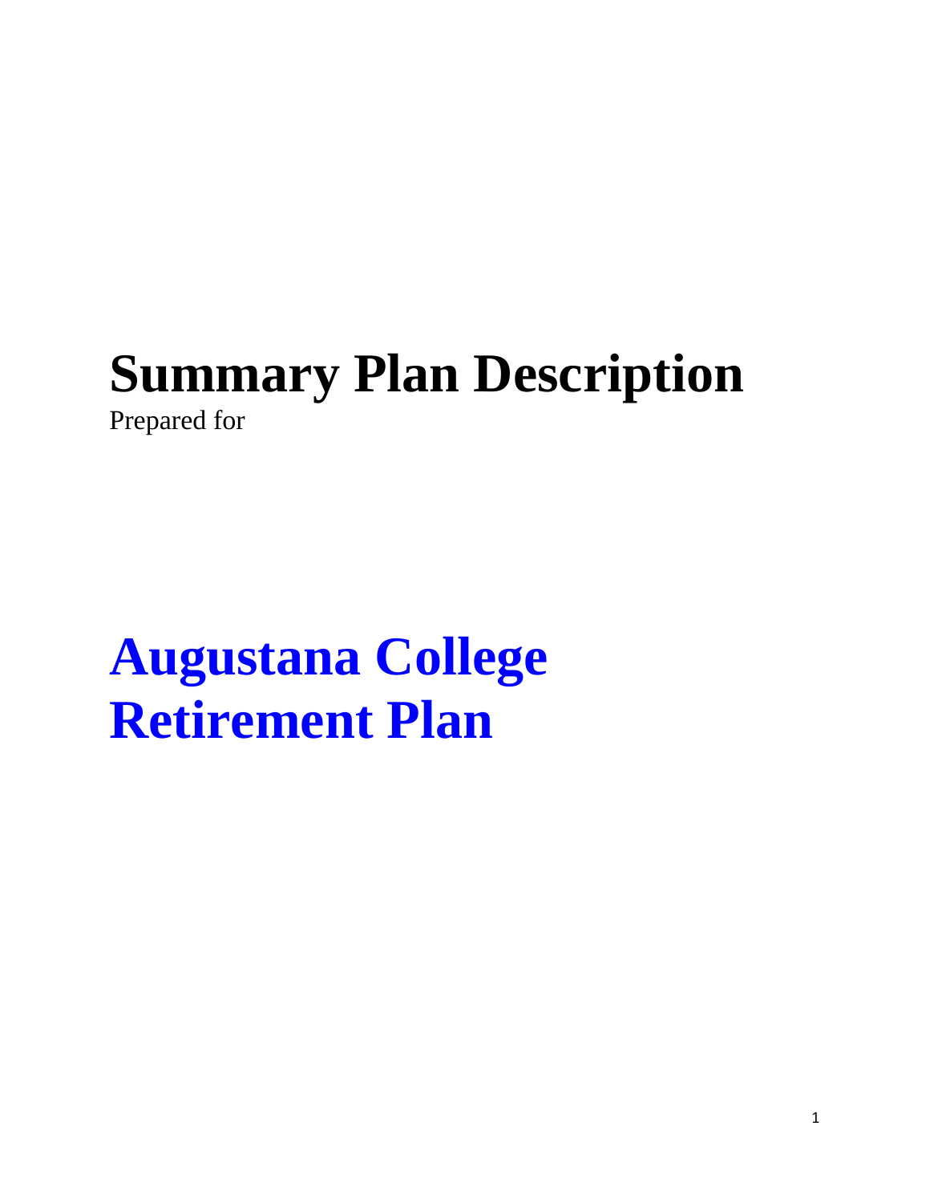# Summary Plan Description

Prepared for

# Augustana College Retirement Plan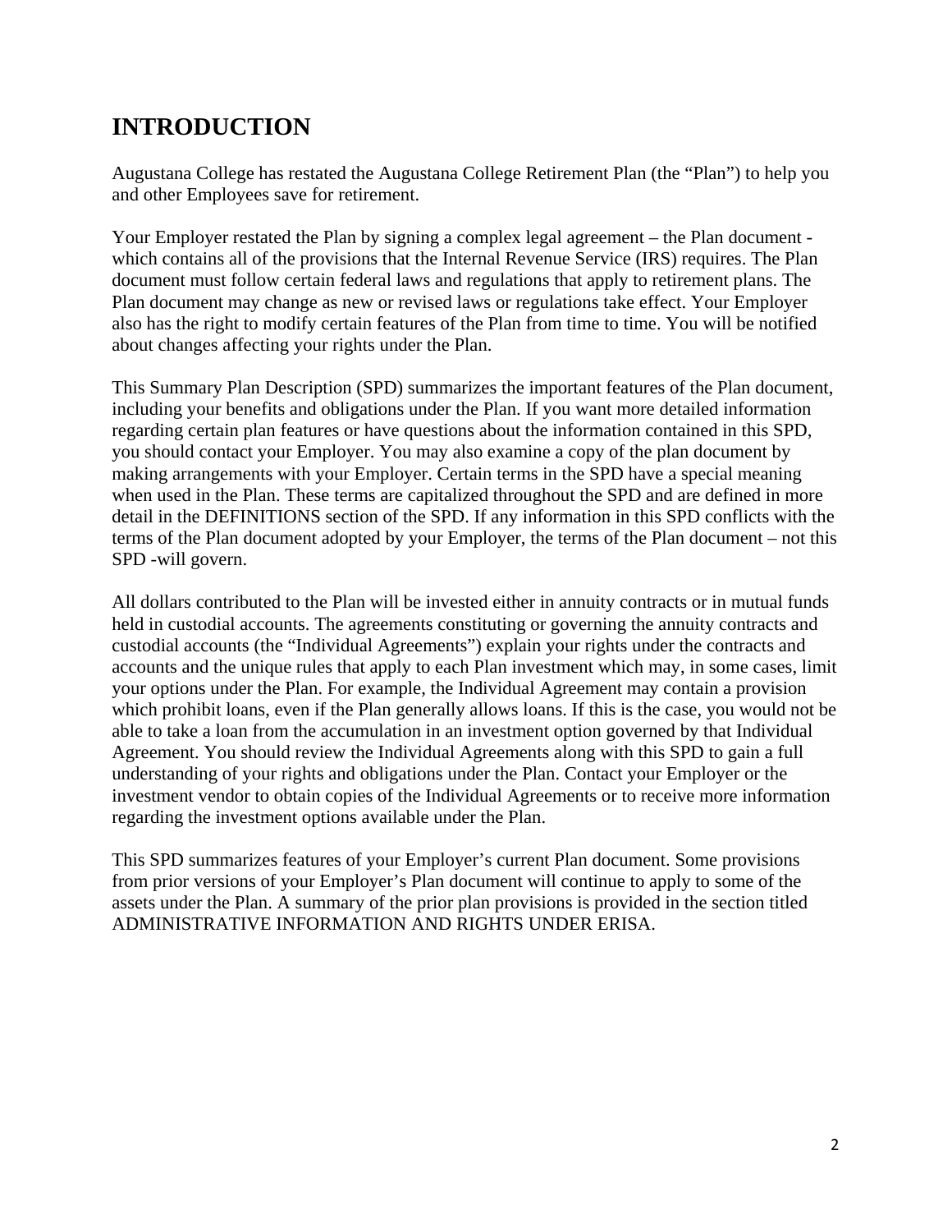# INTRODUCTION

Augustana College has restated the Augustana College Retirement Plan (the "Plan") to help you and other Employees save for retirement.

Your Employer restated the Plan by signing a complex legal agreement – the Plan document - which contains all of the provisions that the Internal Revenue Service (IRS) requires. The Plan document must follow certain federal laws and regulations that apply to retirement plans. The Plan document may change as new or revised laws or regulations take effect. Your Employer also has the right to modify certain features of the Plan from time to time. You will be notified about changes affecting your rights under the Plan.

This Summary Plan Description (SPD) summarizes the important features of the Plan document, including your benefits and obligations under the Plan. If you want more detailed information regarding certain plan features or have questions about the information contained in this SPD, you should contact your Employer. You may also examine a copy of the plan document by making arrangements with your Employer. Certain terms in the SPD have a special meaning when used in the Plan. These terms are capitalized throughout the SPD and are defined in more detail in the DEFINITIONS section of the SPD. If any information in this SPD conflicts with the terms of the Plan document adopted by your Employer, the terms of the Plan document – not this SPD -will govern.

All dollars contributed to the Plan will be invested either in annuity contracts or in mutual funds held in custodial accounts. The agreements constituting or governing the annuity contracts and custodial accounts (the "Individual Agreements") explain your rights under the contracts and accounts and the unique rules that apply to each Plan investment which may, in some cases, limit your options under the Plan. For example, the Individual Agreement may contain a provision which prohibit loans, even if the Plan generally allows loans. If this is the case, you would not be able to take a loan from the accumulation in an investment option governed by that Individual Agreement. You should review the Individual Agreements along with this SPD to gain a full understanding of your rights and obligations under the Plan. Contact your Employer or the investment vendor to obtain copies of the Individual Agreements or to receive more information regarding the investment options available under the Plan.

This SPD summarizes features of your Employer's current Plan document. Some provisions from prior versions of your Employer's Plan document will continue to apply to some of the assets under the Plan. A summary of the prior plan provisions is provided in the section titled ADMINISTRATIVE INFORMATION AND RIGHTS UNDER ERISA.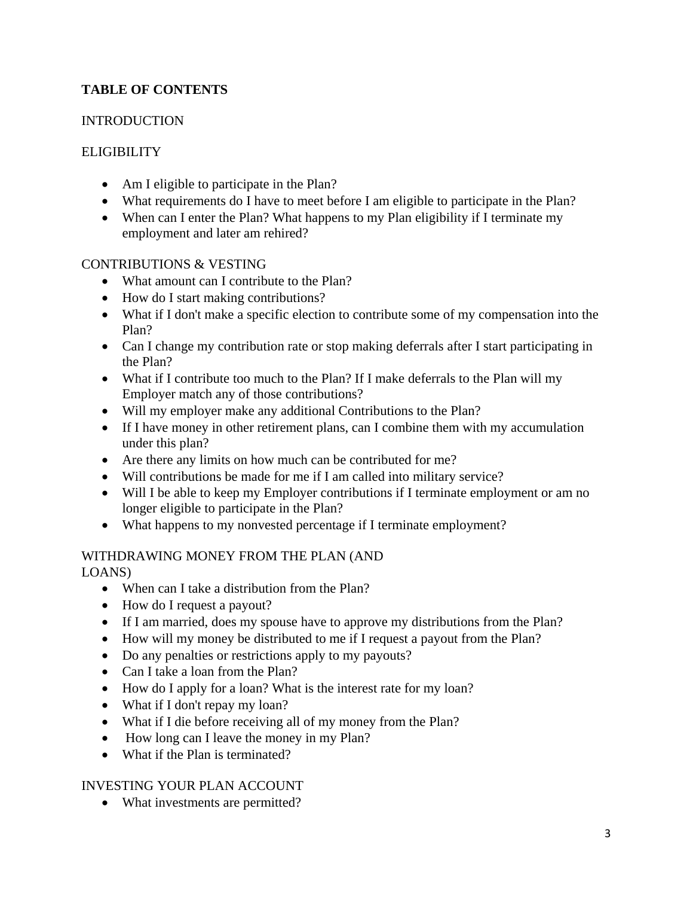**TABLE OF CONTENTS**

INTRODUCTION

ELIGIBILITY

- Am I eligible to participate in the Plan?
- What requirements do I have to meet before I am eligible to participate in the Plan?
- When can I enter the Plan? What happens to my Plan eligibility if I terminate my employment and later am rehired?

CONTRIBUTIONS & VESTING

- What amount can I contribute to the Plan?
- How do I start making contributions?
- What if I don't make a specific election to contribute some of my compensation into the Plan?
- Can I change my contribution rate or stop making deferrals after I start participating in the Plan?
- What if I contribute too much to the Plan? If I make deferrals to the Plan will my Employer match any of those contributions?
- Will my employer make any additional Contributions to the Plan?
- If I have money in other retirement plans, can I combine them with my accumulation under this plan?
- Are there any limits on how much can be contributed for me?
- Will contributions be made for me if I am called into military service?
- Will I be able to keep my Employer contributions if I terminate employment or am no longer eligible to participate in the Plan?
- What happens to my nonvested percentage if I terminate employment?

WITHDRAWING MONEY FROM THE PLAN (AND LOANS)

- When can I take a distribution from the Plan?
- How do I request a payout?
- If I am married, does my spouse have to approve my distributions from the Plan?
- How will my money be distributed to me if I request a payout from the Plan?
- Do any penalties or restrictions apply to my payouts?
- Can I take a loan from the Plan?
- How do I apply for a loan? What is the interest rate for my loan?
- What if I don't repay my loan?
- What if I die before receiving all of my money from the Plan?
- How long can I leave the money in my Plan?
- What if the Plan is terminated?

INVESTING YOUR PLAN ACCOUNT

- What investments are permitted?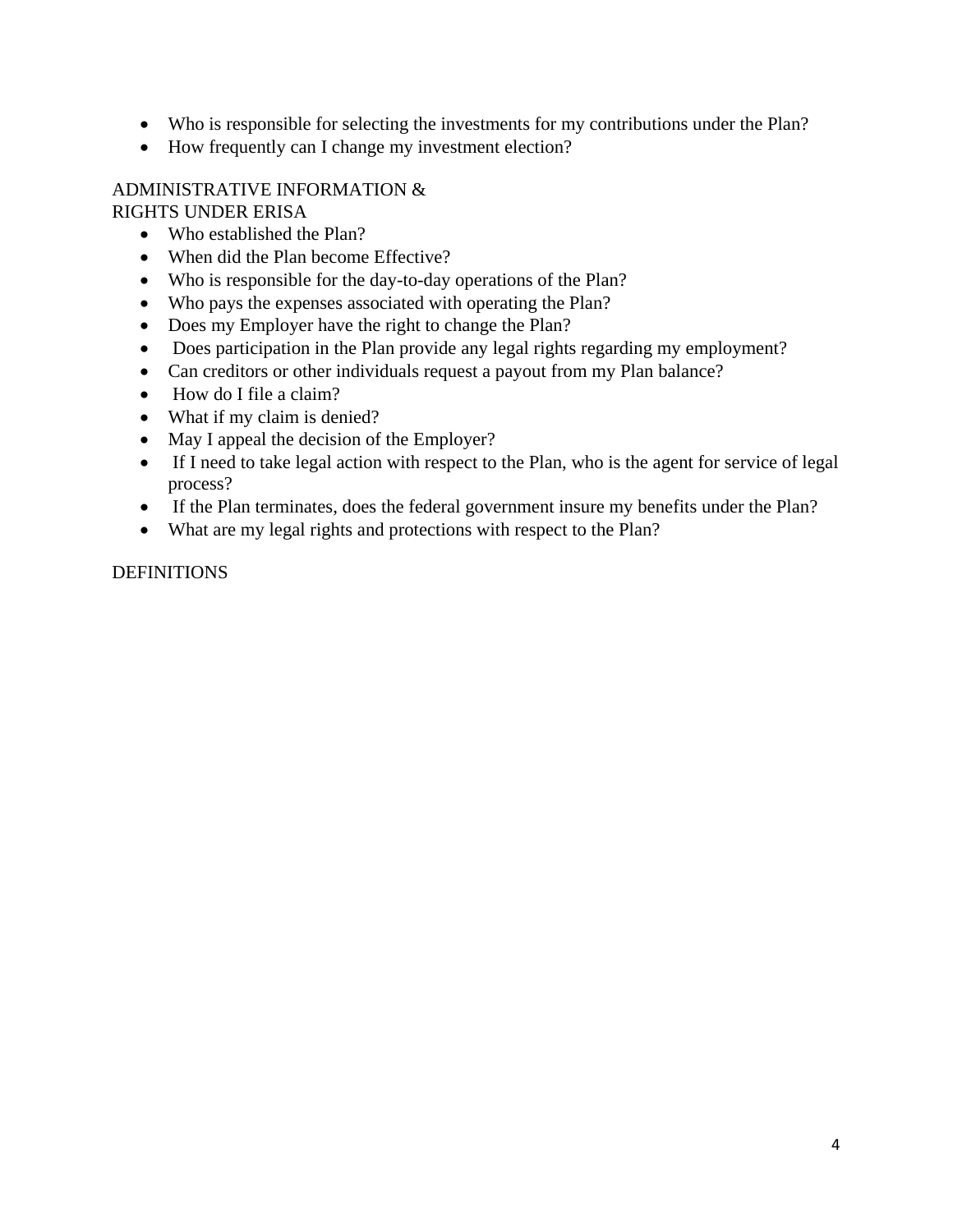- Who is responsible for selecting the investments for my contributions under the Plan?
- How frequently can I change my investment election?

ADMINISTRATIVE INFORMATION & RIGHTS UNDER ERISA

- Who established the Plan?
- When did the Plan become Effective?
- Who is responsible for the day-to-day operations of the Plan?
- Who pays the expenses associated with operating the Plan?
- Does my Employer have the right to change the Plan?
- Does participation in the Plan provide any legal rights regarding my employment?
- Can creditors or other individuals request a payout from my Plan balance?
- How do I file a claim?
- What if my claim is denied?
- May I appeal the decision of the Employer?
- If I need to take legal action with respect to the Plan, who is the agent for service of legal process?
- If the Plan terminates, does the federal government insure my benefits under the Plan?
- What are my legal rights and protections with respect to the Plan?

DEFINITIONS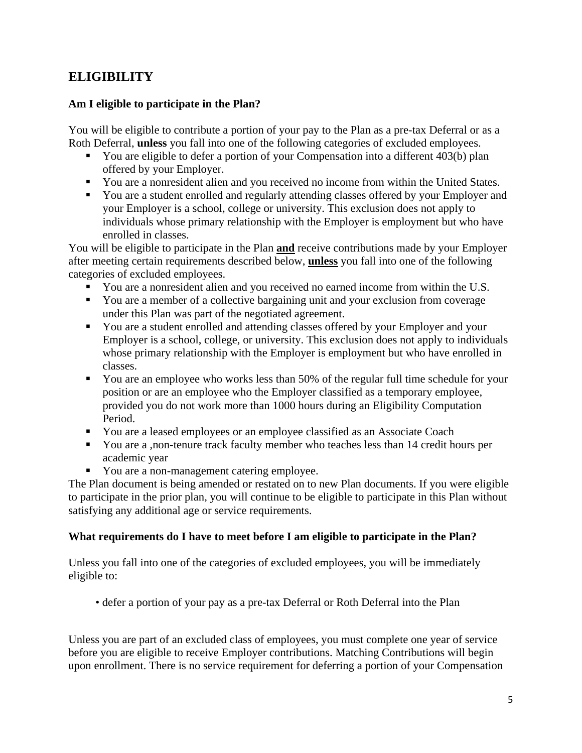## ELIGIBILITY

### Am I eligible to participate in the Plan?

You will be eligible to contribute a portion of your pay to the Plan as a pre-tax Deferral or as a Roth Deferral, **unless** you fall into one of the following categories of excluded employees.

- You are eligible to defer a portion of your Compensation into a different 403(b) plan offered by your Employer.
- You are a nonresident alien and you received no income from within the United States.
- You are a student enrolled and regularly attending classes offered by your Employer and your Employer is a school, college or university. This exclusion does not apply to individuals whose primary relationship with the Employer is employment but who have enrolled in classes.

You will be eligible to participate in the Plan **and** receive contributions made by your Employer after meeting certain requirements described below, **unless** you fall into one of the following categories of excluded employees.

- You are a nonresident alien and you received no earned income from within the U.S.
- You are a member of a collective bargaining unit and your exclusion from coverage under this Plan was part of the negotiated agreement.
- You are a student enrolled and attending classes offered by your Employer and your Employer is a school, college, or university. This exclusion does not apply to individuals whose primary relationship with the Employer is employment but who have enrolled in classes.
- You are an employee who works less than 50% of the regular full time schedule for your position or are an employee who the Employer classified as a temporary employee, provided you do not work more than 1000 hours during an Eligibility Computation Period.
- You are a leased employees or an employee classified as an Associate Coach
- You are a ,non-tenure track faculty member who teaches less than 14 credit hours per academic year
- You are a non-management catering employee.

The Plan document is being amended or restated on to new Plan documents. If you were eligible to participate in the prior plan, you will continue to be eligible to participate in this Plan without satisfying any additional age or service requirements.

### What requirements do I have to meet before I am eligible to participate in the Plan?

Unless you fall into one of the categories of excluded employees, you will be immediately eligible to:

- defer a portion of your pay as a pre-tax Deferral or Roth Deferral into the Plan

Unless you are part of an excluded class of employees, you must complete one year of service before you are eligible to receive Employer contributions. Matching Contributions will begin upon enrollment. There is no service requirement for deferring a portion of your Compensation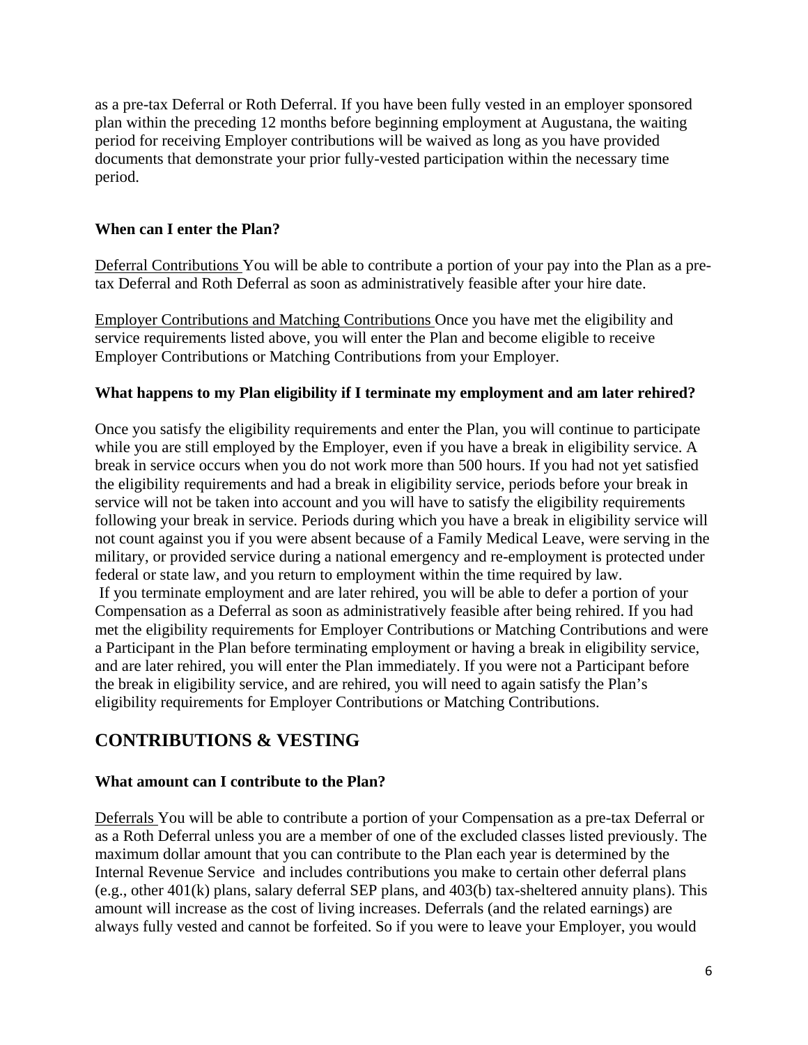as a pre-tax Deferral or Roth Deferral. If you have been fully vested in an employer sponsored plan within the preceding 12 months before beginning employment at Augustana, the waiting period for receiving Employer contributions will be waived as long as you have provided documents that demonstrate your prior fully-vested participation within the necessary time period.

**When can I enter the Plan?**

Deferral Contributions You will be able to contribute a portion of your pay into the Plan as a pre-tax Deferral and Roth Deferral as soon as administratively feasible after your hire date.

Employer Contributions and Matching Contributions Once you have met the eligibility and service requirements listed above, you will enter the Plan and become eligible to receive Employer Contributions or Matching Contributions from your Employer.

**What happens to my Plan eligibility if I terminate my employment and am later rehired?**

Once you satisfy the eligibility requirements and enter the Plan, you will continue to participate while you are still employed by the Employer, even if you have a break in eligibility service. A break in service occurs when you do not work more than 500 hours. If you had not yet satisfied the eligibility requirements and had a break in eligibility service, periods before your break in service will not be taken into account and you will have to satisfy the eligibility requirements following your break in service. Periods during which you have a break in eligibility service will not count against you if you were absent because of a Family Medical Leave, were serving in the military, or provided service during a national emergency and re-employment is protected under federal or state law, and you return to employment within the time required by law.

If you terminate employment and are later rehired, you will be able to defer a portion of your Compensation as a Deferral as soon as administratively feasible after being rehired. If you had met the eligibility requirements for Employer Contributions or Matching Contributions and were a Participant in the Plan before terminating employment or having a break in eligibility service, and are later rehired, you will enter the Plan immediately. If you were not a Participant before the break in eligibility service, and are rehired, you will need to again satisfy the Plan's eligibility requirements for Employer Contributions or Matching Contributions.

## CONTRIBUTIONS & VESTING

**What amount can I contribute to the Plan?**

Deferrals You will be able to contribute a portion of your Compensation as a pre-tax Deferral or as a Roth Deferral unless you are a member of one of the excluded classes listed previously. The maximum dollar amount that you can contribute to the Plan each year is determined by the Internal Revenue Service and includes contributions you make to certain other deferral plans (e.g., other 401(k) plans, salary deferral SEP plans, and 403(b) tax-sheltered annuity plans). This amount will increase as the cost of living increases. Deferrals (and the related earnings) are always fully vested and cannot be forfeited. So if you were to leave your Employer, you would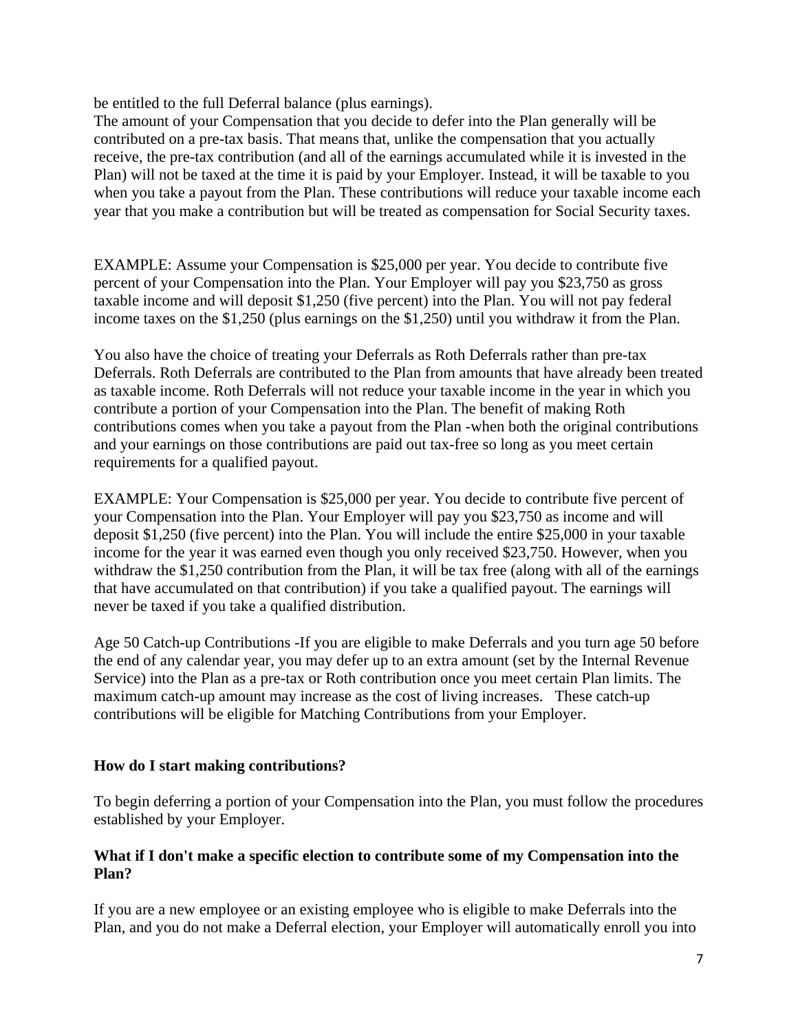be entitled to the full Deferral balance (plus earnings).
The amount of your Compensation that you decide to defer into the Plan generally will be contributed on a pre-tax basis. That means that, unlike the compensation that you actually receive, the pre-tax contribution (and all of the earnings accumulated while it is invested in the Plan) will not be taxed at the time it is paid by your Employer. Instead, it will be taxable to you when you take a payout from the Plan. These contributions will reduce your taxable income each year that you make a contribution but will be treated as compensation for Social Security taxes.

EXAMPLE: Assume your Compensation is $25,000 per year. You decide to contribute five percent of your Compensation into the Plan. Your Employer will pay you $23,750 as gross taxable income and will deposit $1,250 (five percent) into the Plan. You will not pay federal income taxes on the $1,250 (plus earnings on the $1,250) until you withdraw it from the Plan.

You also have the choice of treating your Deferrals as Roth Deferrals rather than pre-tax Deferrals. Roth Deferrals are contributed to the Plan from amounts that have already been treated as taxable income. Roth Deferrals will not reduce your taxable income in the year in which you contribute a portion of your Compensation into the Plan. The benefit of making Roth contributions comes when you take a payout from the Plan -when both the original contributions and your earnings on those contributions are paid out tax-free so long as you meet certain requirements for a qualified payout.

EXAMPLE: Your Compensation is $25,000 per year. You decide to contribute five percent of your Compensation into the Plan. Your Employer will pay you $23,750 as income and will deposit $1,250 (five percent) into the Plan. You will include the entire $25,000 in your taxable income for the year it was earned even though you only received $23,750. However, when you withdraw the $1,250 contribution from the Plan, it will be tax free (along with all of the earnings that have accumulated on that contribution) if you take a qualified payout. The earnings will never be taxed if you take a qualified distribution.

Age 50 Catch-up Contributions -If you are eligible to make Deferrals and you turn age 50 before the end of any calendar year, you may defer up to an extra amount (set by the Internal Revenue Service) into the Plan as a pre-tax or Roth contribution once you meet certain Plan limits. The maximum catch-up amount may increase as the cost of living increases. These catch-up contributions will be eligible for Matching Contributions from your Employer.

**How do I start making contributions?**

To begin deferring a portion of your Compensation into the Plan, you must follow the procedures established by your Employer.

**What if I don't make a specific election to contribute some of my Compensation into the Plan?**

If you are a new employee or an existing employee who is eligible to make Deferrals into the Plan, and you do not make a Deferral election, your Employer will automatically enroll you into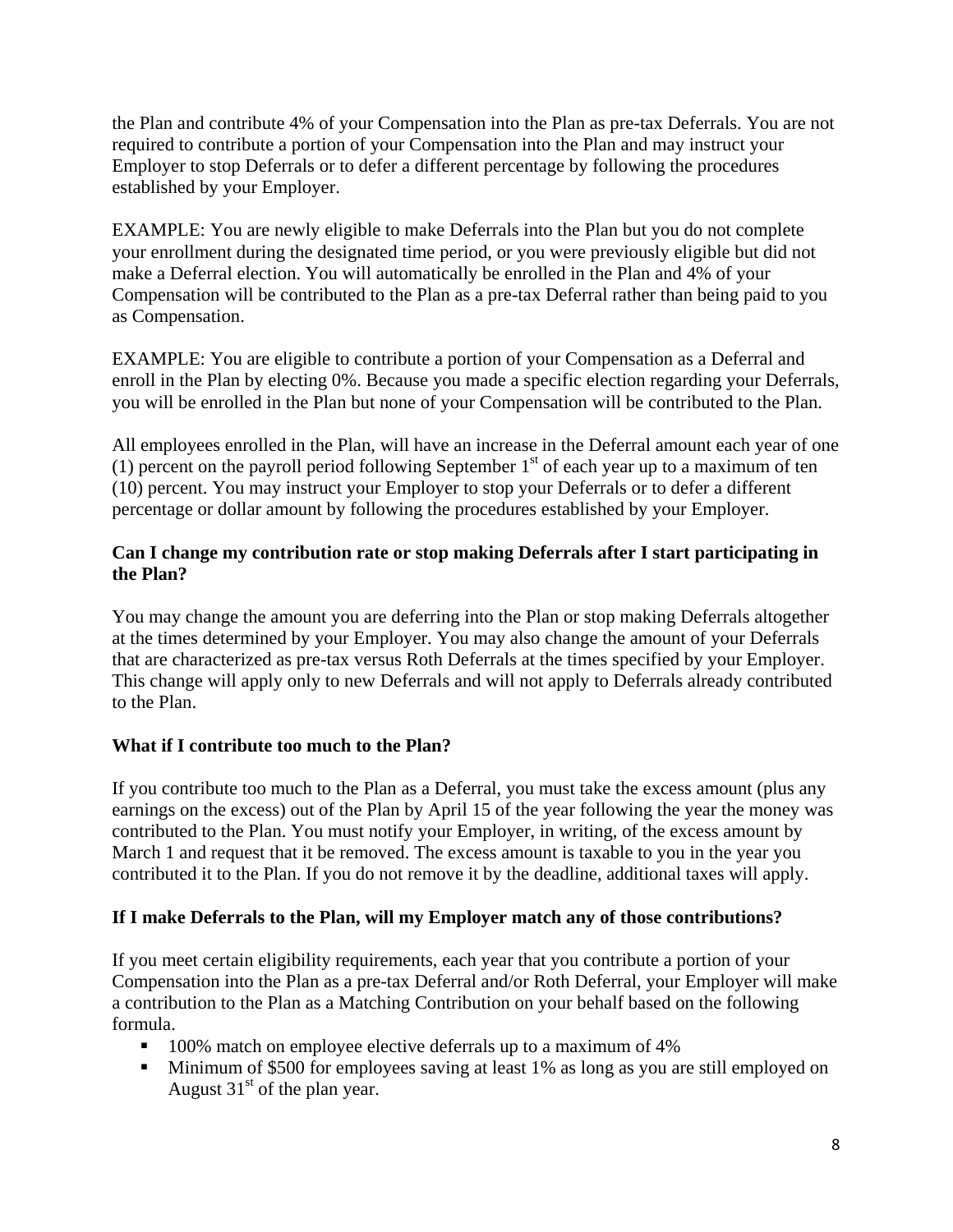the Plan and contribute 4% of your Compensation into the Plan as pre-tax Deferrals. You are not required to contribute a portion of your Compensation into the Plan and may instruct your Employer to stop Deferrals or to defer a different percentage by following the procedures established by your Employer.

EXAMPLE: You are newly eligible to make Deferrals into the Plan but you do not complete your enrollment during the designated time period, or you were previously eligible but did not make a Deferral election. You will automatically be enrolled in the Plan and 4% of your Compensation will be contributed to the Plan as a pre-tax Deferral rather than being paid to you as Compensation.

EXAMPLE: You are eligible to contribute a portion of your Compensation as a Deferral and enroll in the Plan by electing 0%. Because you made a specific election regarding your Deferrals, you will be enrolled in the Plan but none of your Compensation will be contributed to the Plan.

All employees enrolled in the Plan, will have an increase in the Deferral amount each year of one (1) percent on the payroll period following September 1st of each year up to a maximum of ten (10) percent. You may instruct your Employer to stop your Deferrals or to defer a different percentage or dollar amount by following the procedures established by your Employer.

**Can I change my contribution rate or stop making Deferrals after I start participating in the Plan?**

You may change the amount you are deferring into the Plan or stop making Deferrals altogether at the times determined by your Employer. You may also change the amount of your Deferrals that are characterized as pre-tax versus Roth Deferrals at the times specified by your Employer. This change will apply only to new Deferrals and will not apply to Deferrals already contributed to the Plan.

**What if I contribute too much to the Plan?**

If you contribute too much to the Plan as a Deferral, you must take the excess amount (plus any earnings on the excess) out of the Plan by April 15 of the year following the year the money was contributed to the Plan. You must notify your Employer, in writing, of the excess amount by March 1 and request that it be removed. The excess amount is taxable to you in the year you contributed it to the Plan. If you do not remove it by the deadline, additional taxes will apply.

**If I make Deferrals to the Plan, will my Employer match any of those contributions?**

If you meet certain eligibility requirements, each year that you contribute a portion of your Compensation into the Plan as a pre-tax Deferral and/or Roth Deferral, your Employer will make a contribution to the Plan as a Matching Contribution on your behalf based on the following formula.

- 100% match on employee elective deferrals up to a maximum of 4%
- Minimum of $500 for employees saving at least 1% as long as you are still employed on August 31st of the plan year.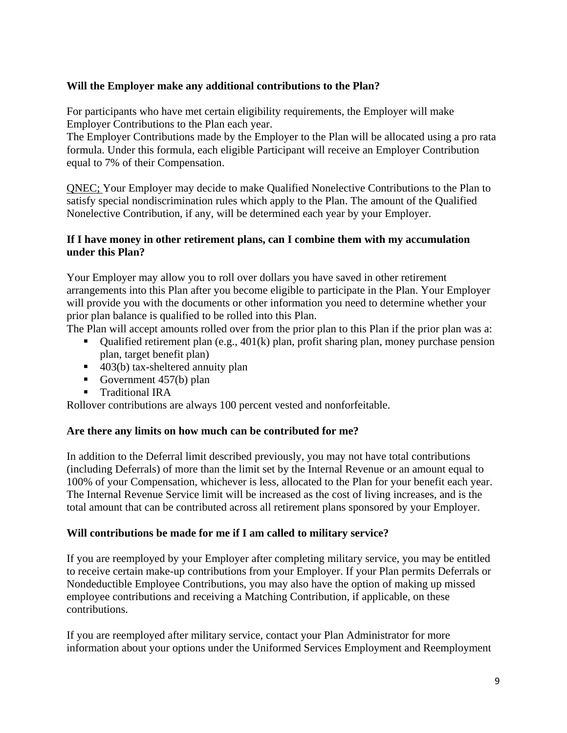**Will the Employer make any additional contributions to the Plan?**

For participants who have met certain eligibility requirements, the Employer will make Employer Contributions to the Plan each year.
The Employer Contributions made by the Employer to the Plan will be allocated using a pro rata formula. Under this formula, each eligible Participant will receive an Employer Contribution equal to 7% of their Compensation.

<u>QNEC;</u> Your Employer may decide to make Qualified Nonelective Contributions to the Plan to satisfy special nondiscrimination rules which apply to the Plan. The amount of the Qualified Nonelective Contribution, if any, will be determined each year by your Employer.

**If I have money in other retirement plans, can I combine them with my accumulation under this Plan?**

Your Employer may allow you to roll over dollars you have saved in other retirement arrangements into this Plan after you become eligible to participate in the Plan. Your Employer will provide you with the documents or other information you need to determine whether your prior plan balance is qualified to be rolled into this Plan.
The Plan will accept amounts rolled over from the prior plan to this Plan if the prior plan was a:

- Qualified retirement plan (e.g., 401(k) plan, profit sharing plan, money purchase pension plan, target benefit plan)
- 403(b) tax-sheltered annuity plan
- Government 457(b) plan
- Traditional IRA

Rollover contributions are always 100 percent vested and nonforfeitable.

**Are there any limits on how much can be contributed for me?**

In addition to the Deferral limit described previously, you may not have total contributions (including Deferrals) of more than the limit set by the Internal Revenue or an amount equal to 100% of your Compensation, whichever is less, allocated to the Plan for your benefit each year. The Internal Revenue Service limit will be increased as the cost of living increases, and is the total amount that can be contributed across all retirement plans sponsored by your Employer.

**Will contributions be made for me if I am called to military service?**

If you are reemployed by your Employer after completing military service, you may be entitled to receive certain make-up contributions from your Employer. If your Plan permits Deferrals or Nondeductible Employee Contributions, you may also have the option of making up missed employee contributions and receiving a Matching Contribution, if applicable, on these contributions.

If you are reemployed after military service, contact your Plan Administrator for more information about your options under the Uniformed Services Employment and Reemployment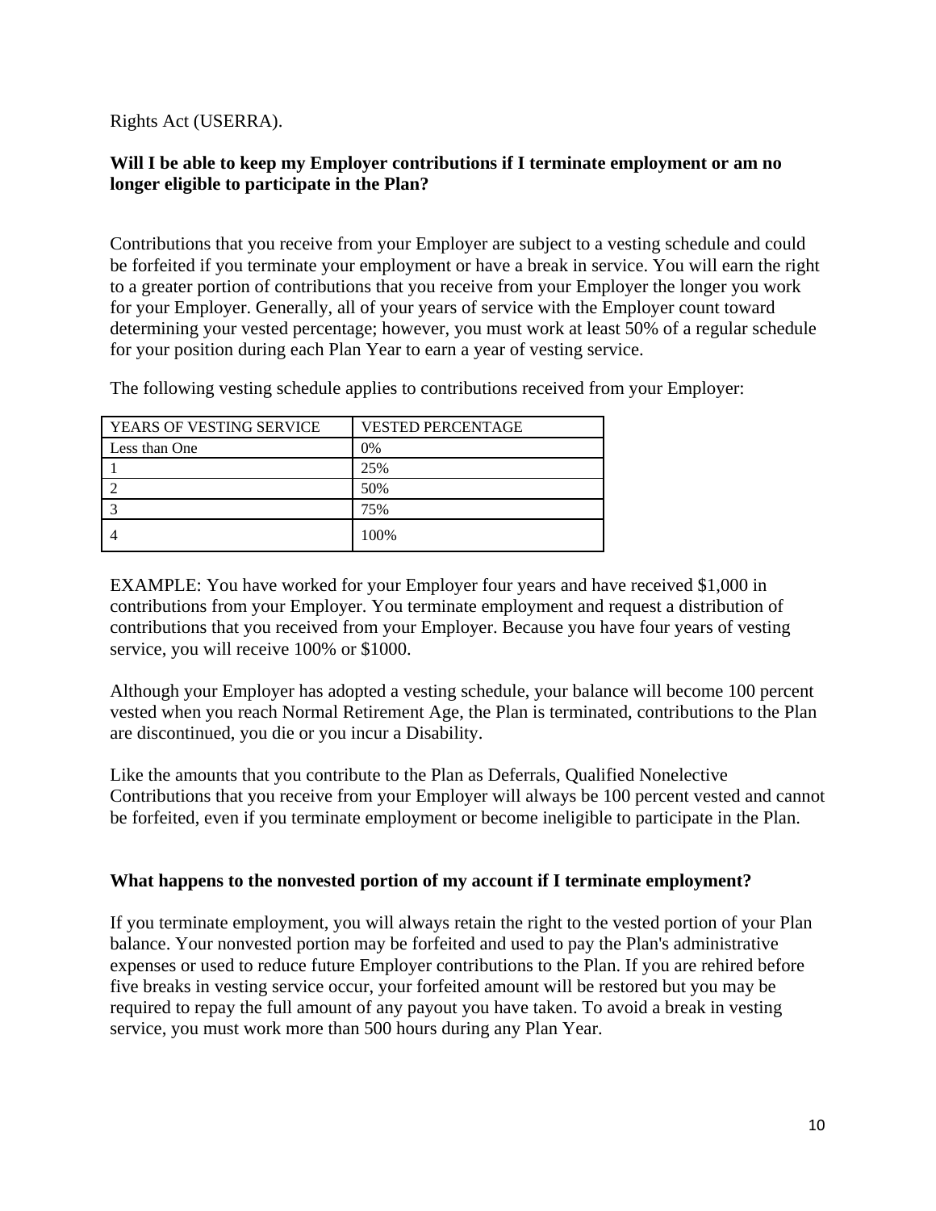Rights Act (USERRA).

**Will I be able to keep my Employer contributions if I terminate employment or am no longer eligible to participate in the Plan?**

Contributions that you receive from your Employer are subject to a vesting schedule and could be forfeited if you terminate your employment or have a break in service. You will earn the right to a greater portion of contributions that you receive from your Employer the longer you work for your Employer. Generally, all of your years of service with the Employer count toward determining your vested percentage; however, you must work at least 50% of a regular schedule for your position during each Plan Year to earn a year of vesting service.

The following vesting schedule applies to contributions received from your Employer:

| YEARS OF VESTING SERVICE | VESTED PERCENTAGE |
|---|---|
| Less than One | 0% |
| 1 | 25% |
| 2 | 50% |
| 3 | 75% |
| 4 | 100% |

EXAMPLE: You have worked for your Employer four years and have received $1,000 in contributions from your Employer. You terminate employment and request a distribution of contributions that you received from your Employer. Because you have four years of vesting service, you will receive 100% or $1000.

Although your Employer has adopted a vesting schedule, your balance will become 100 percent vested when you reach Normal Retirement Age, the Plan is terminated, contributions to the Plan are discontinued, you die or you incur a Disability.

Like the amounts that you contribute to the Plan as Deferrals, Qualified Nonelective Contributions that you receive from your Employer will always be 100 percent vested and cannot be forfeited, even if you terminate employment or become ineligible to participate in the Plan.

**What happens to the nonvested portion of my account if I terminate employment?**

If you terminate employment, you will always retain the right to the vested portion of your Plan balance. Your nonvested portion may be forfeited and used to pay the Plan's administrative expenses or used to reduce future Employer contributions to the Plan. If you are rehired before five breaks in vesting service occur, your forfeited amount will be restored but you may be required to repay the full amount of any payout you have taken. To avoid a break in vesting service, you must work more than 500 hours during any Plan Year.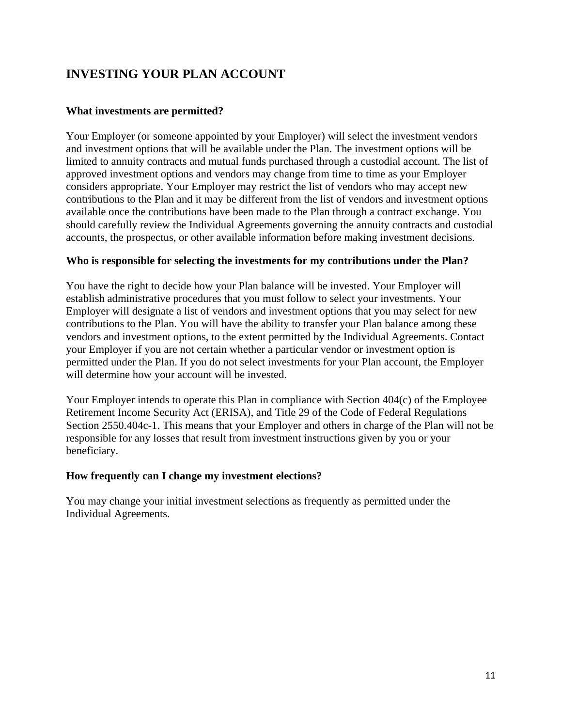## INVESTING YOUR PLAN ACCOUNT

### What investments are permitted?

Your Employer (or someone appointed by your Employer) will select the investment vendors and investment options that will be available under the Plan. The investment options will be limited to annuity contracts and mutual funds purchased through a custodial account. The list of approved investment options and vendors may change from time to time as your Employer considers appropriate. Your Employer may restrict the list of vendors who may accept new contributions to the Plan and it may be different from the list of vendors and investment options available once the contributions have been made to the Plan through a contract exchange. You should carefully review the Individual Agreements governing the annuity contracts and custodial accounts, the prospectus, or other available information before making investment decisions.

### Who is responsible for selecting the investments for my contributions under the Plan?

You have the right to decide how your Plan balance will be invested. Your Employer will establish administrative procedures that you must follow to select your investments. Your Employer will designate a list of vendors and investment options that you may select for new contributions to the Plan. You will have the ability to transfer your Plan balance among these vendors and investment options, to the extent permitted by the Individual Agreements. Contact your Employer if you are not certain whether a particular vendor or investment option is permitted under the Plan. If you do not select investments for your Plan account, the Employer will determine how your account will be invested.

Your Employer intends to operate this Plan in compliance with Section 404(c) of the Employee Retirement Income Security Act (ERISA), and Title 29 of the Code of Federal Regulations Section 2550.404c-1. This means that your Employer and others in charge of the Plan will not be responsible for any losses that result from investment instructions given by you or your beneficiary.

### How frequently can I change my investment elections?

You may change your initial investment selections as frequently as permitted under the Individual Agreements.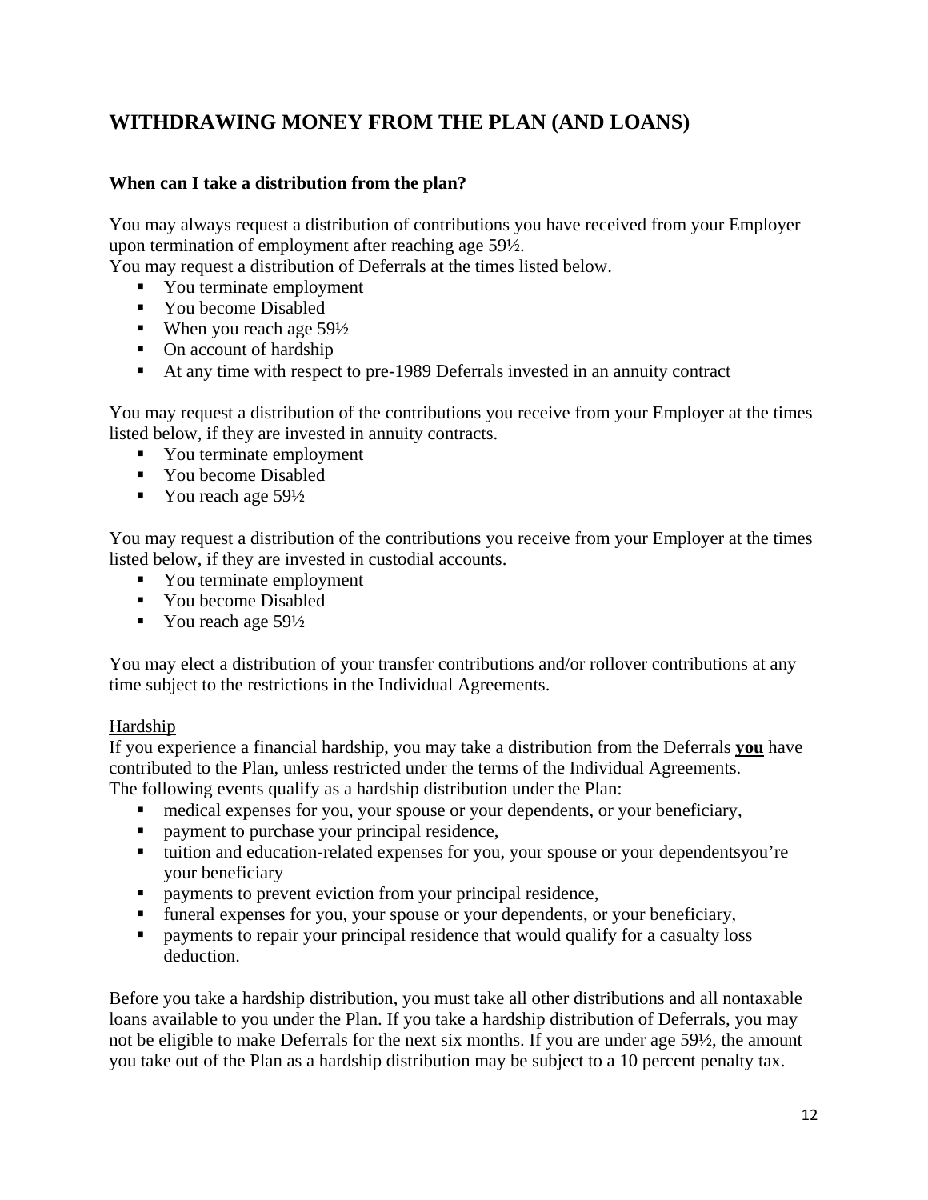## WITHDRAWING MONEY FROM THE PLAN (AND LOANS)

### When can I take a distribution from the plan?

You may always request a distribution of contributions you have received from your Employer upon termination of employment after reaching age 59½.

You may request a distribution of Deferrals at the times listed below.

- You terminate employment
- You become Disabled
- When you reach age 59½
- On account of hardship
- At any time with respect to pre-1989 Deferrals invested in an annuity contract

You may request a distribution of the contributions you receive from your Employer at the times listed below, if they are invested in annuity contracts.

- You terminate employment
- You become Disabled
- You reach age 59½

You may request a distribution of the contributions you receive from your Employer at the times listed below, if they are invested in custodial accounts.

- You terminate employment
- You become Disabled
- You reach age 59½

You may elect a distribution of your transfer contributions and/or rollover contributions at any time subject to the restrictions in the Individual Agreements.

Hardship

If you experience a financial hardship, you may take a distribution from the Deferrals **you** have contributed to the Plan, unless restricted under the terms of the Individual Agreements. The following events qualify as a hardship distribution under the Plan:

- medical expenses for you, your spouse or your dependents, or your beneficiary,
- payment to purchase your principal residence,
- tuition and education-related expenses for you, your spouse or your dependentsyou're your beneficiary
- payments to prevent eviction from your principal residence,
- funeral expenses for you, your spouse or your dependents, or your beneficiary,
- payments to repair your principal residence that would qualify for a casualty loss deduction.

Before you take a hardship distribution, you must take all other distributions and all nontaxable loans available to you under the Plan. If you take a hardship distribution of Deferrals, you may not be eligible to make Deferrals for the next six months. If you are under age 59½, the amount you take out of the Plan as a hardship distribution may be subject to a 10 percent penalty tax.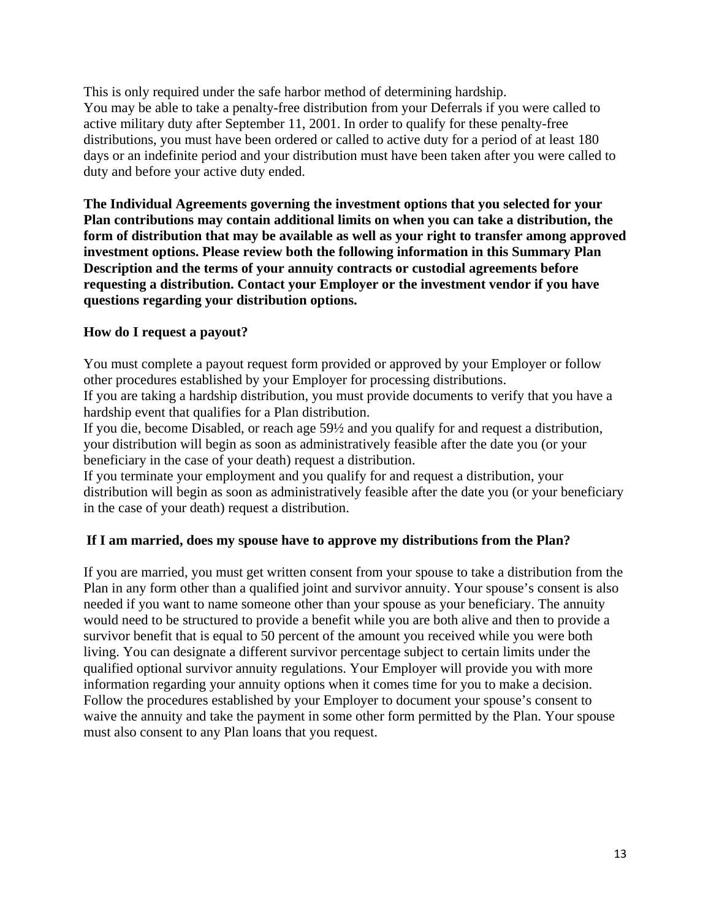This is only required under the safe harbor method of determining hardship.
You may be able to take a penalty-free distribution from your Deferrals if you were called to active military duty after September 11, 2001. In order to qualify for these penalty-free distributions, you must have been ordered or called to active duty for a period of at least 180 days or an indefinite period and your distribution must have been taken after you were called to duty and before your active duty ended.

**The Individual Agreements governing the investment options that you selected for your Plan contributions may contain additional limits on when you can take a distribution, the form of distribution that may be available as well as your right to transfer among approved investment options. Please review both the following information in this Summary Plan Description and the terms of your annuity contracts or custodial agreements before requesting a distribution. Contact your Employer or the investment vendor if you have questions regarding your distribution options.**

**How do I request a payout?**

You must complete a payout request form provided or approved by your Employer or follow other procedures established by your Employer for processing distributions.
If you are taking a hardship distribution, you must provide documents to verify that you have a hardship event that qualifies for a Plan distribution.
If you die, become Disabled, or reach age 59½ and you qualify for and request a distribution, your distribution will begin as soon as administratively feasible after the date you (or your beneficiary in the case of your death) request a distribution.
If you terminate your employment and you qualify for and request a distribution, your distribution will begin as soon as administratively feasible after the date you (or your beneficiary in the case of your death) request a distribution.

**If I am married, does my spouse have to approve my distributions from the Plan?**

If you are married, you must get written consent from your spouse to take a distribution from the Plan in any form other than a qualified joint and survivor annuity. Your spouse's consent is also needed if you want to name someone other than your spouse as your beneficiary. The annuity would need to be structured to provide a benefit while you are both alive and then to provide a survivor benefit that is equal to 50 percent of the amount you received while you were both living. You can designate a different survivor percentage subject to certain limits under the qualified optional survivor annuity regulations. Your Employer will provide you with more information regarding your annuity options when it comes time for you to make a decision. Follow the procedures established by your Employer to document your spouse's consent to waive the annuity and take the payment in some other form permitted by the Plan. Your spouse must also consent to any Plan loans that you request.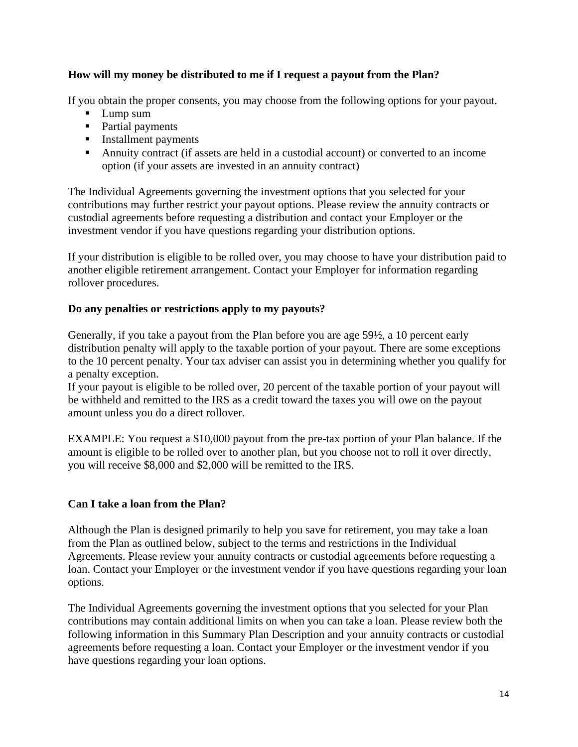**How will my money be distributed to me if I request a payout from the Plan?**

If you obtain the proper consents, you may choose from the following options for your payout.

- Lump sum
- Partial payments
- Installment payments
- Annuity contract (if assets are held in a custodial account) or converted to an income option (if your assets are invested in an annuity contract)

The Individual Agreements governing the investment options that you selected for your contributions may further restrict your payout options. Please review the annuity contracts or custodial agreements before requesting a distribution and contact your Employer or the investment vendor if you have questions regarding your distribution options.

If your distribution is eligible to be rolled over, you may choose to have your distribution paid to another eligible retirement arrangement. Contact your Employer for information regarding rollover procedures.

**Do any penalties or restrictions apply to my payouts?**

Generally, if you take a payout from the Plan before you are age 59½, a 10 percent early distribution penalty will apply to the taxable portion of your payout. There are some exceptions to the 10 percent penalty. Your tax adviser can assist you in determining whether you qualify for a penalty exception.

If your payout is eligible to be rolled over, 20 percent of the taxable portion of your payout will be withheld and remitted to the IRS as a credit toward the taxes you will owe on the payout amount unless you do a direct rollover.

EXAMPLE: You request a $10,000 payout from the pre-tax portion of your Plan balance. If the amount is eligible to be rolled over to another plan, but you choose not to roll it over directly, you will receive $8,000 and $2,000 will be remitted to the IRS.

**Can I take a loan from the Plan?**

Although the Plan is designed primarily to help you save for retirement, you may take a loan from the Plan as outlined below, subject to the terms and restrictions in the Individual Agreements. Please review your annuity contracts or custodial agreements before requesting a loan. Contact your Employer or the investment vendor if you have questions regarding your loan options.

The Individual Agreements governing the investment options that you selected for your Plan contributions may contain additional limits on when you can take a loan. Please review both the following information in this Summary Plan Description and your annuity contracts or custodial agreements before requesting a loan. Contact your Employer or the investment vendor if you have questions regarding your loan options.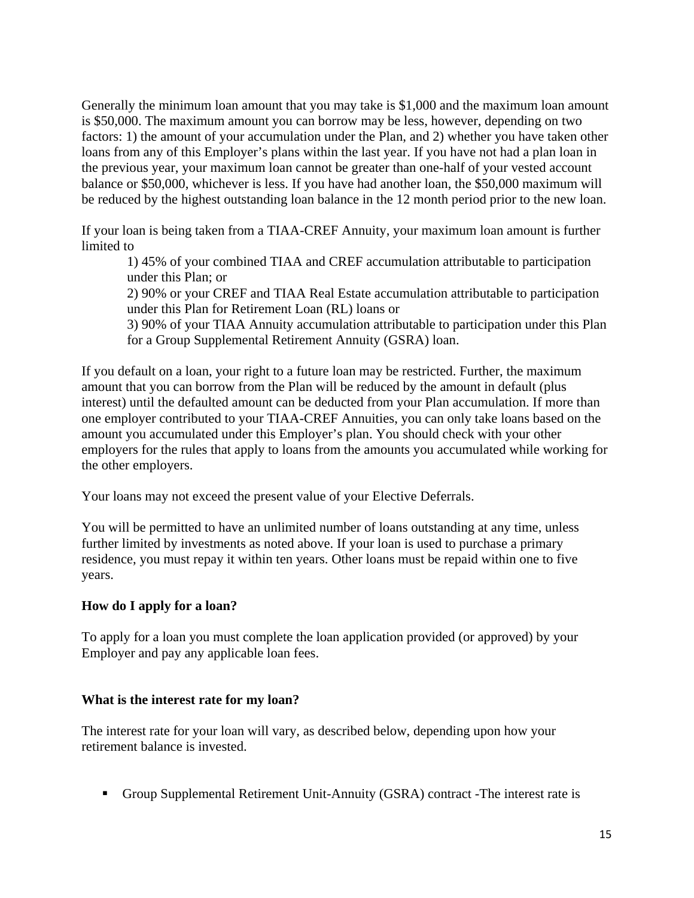Generally the minimum loan amount that you may take is $1,000 and the maximum loan amount is $50,000. The maximum amount you can borrow may be less, however, depending on two factors: 1) the amount of your accumulation under the Plan, and 2) whether you have taken other loans from any of this Employer's plans within the last year. If you have not had a plan loan in the previous year, your maximum loan cannot be greater than one-half of your vested account balance or $50,000, whichever is less. If you have had another loan, the $50,000 maximum will be reduced by the highest outstanding loan balance in the 12 month period prior to the new loan.

If your loan is being taken from a TIAA-CREF Annuity, your maximum loan amount is further limited to

> 1) 45% of your combined TIAA and CREF accumulation attributable to participation under this Plan; or
>
> 2) 90% or your CREF and TIAA Real Estate accumulation attributable to participation under this Plan for Retirement Loan (RL) loans or
>
> 3) 90% of your TIAA Annuity accumulation attributable to participation under this Plan for a Group Supplemental Retirement Annuity (GSRA) loan.

If you default on a loan, your right to a future loan may be restricted. Further, the maximum amount that you can borrow from the Plan will be reduced by the amount in default (plus interest) until the defaulted amount can be deducted from your Plan accumulation. If more than one employer contributed to your TIAA-CREF Annuities, you can only take loans based on the amount you accumulated under this Employer's plan. You should check with your other employers for the rules that apply to loans from the amounts you accumulated while working for the other employers.

Your loans may not exceed the present value of your Elective Deferrals.

You will be permitted to have an unlimited number of loans outstanding at any time, unless further limited by investments as noted above. If your loan is used to purchase a primary residence, you must repay it within ten years. Other loans must be repaid within one to five years.

**How do I apply for a loan?**

To apply for a loan you must complete the loan application provided (or approved) by your Employer and pay any applicable loan fees.

**What is the interest rate for my loan?**

The interest rate for your loan will vary, as described below, depending upon how your retirement balance is invested.

- Group Supplemental Retirement Unit-Annuity (GSRA) contract -The interest rate is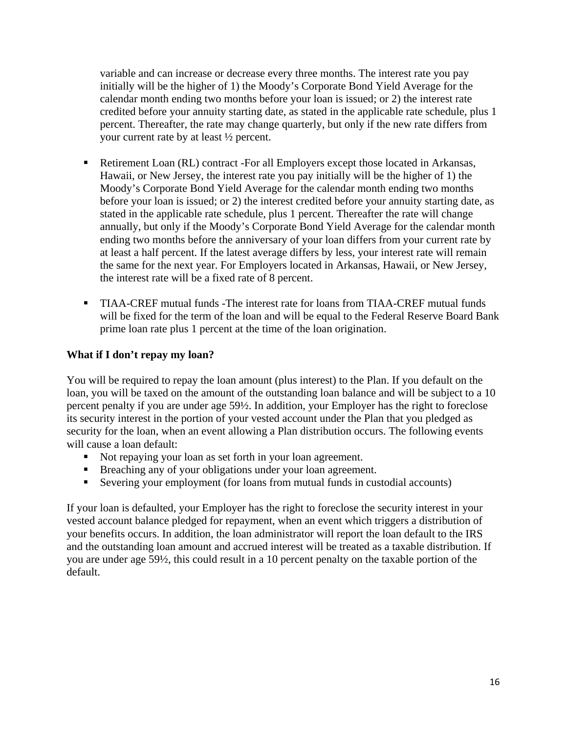variable and can increase or decrease every three months. The interest rate you pay initially will be the higher of 1) the Moody's Corporate Bond Yield Average for the calendar month ending two months before your loan is issued; or 2) the interest rate credited before your annuity starting date, as stated in the applicable rate schedule, plus 1 percent. Thereafter, the rate may change quarterly, but only if the new rate differs from your current rate by at least ½ percent.

- Retirement Loan (RL) contract -For all Employers except those located in Arkansas, Hawaii, or New Jersey, the interest rate you pay initially will be the higher of 1) the Moody's Corporate Bond Yield Average for the calendar month ending two months before your loan is issued; or 2) the interest credited before your annuity starting date, as stated in the applicable rate schedule, plus 1 percent. Thereafter the rate will change annually, but only if the Moody's Corporate Bond Yield Average for the calendar month ending two months before the anniversary of your loan differs from your current rate by at least a half percent. If the latest average differs by less, your interest rate will remain the same for the next year. For Employers located in Arkansas, Hawaii, or New Jersey, the interest rate will be a fixed rate of 8 percent.

- TIAA-CREF mutual funds -The interest rate for loans from TIAA-CREF mutual funds will be fixed for the term of the loan and will be equal to the Federal Reserve Board Bank prime loan rate plus 1 percent at the time of the loan origination.

**What if I don't repay my loan?**

You will be required to repay the loan amount (plus interest) to the Plan. If you default on the loan, you will be taxed on the amount of the outstanding loan balance and will be subject to a 10 percent penalty if you are under age 59½. In addition, your Employer has the right to foreclose its security interest in the portion of your vested account under the Plan that you pledged as security for the loan, when an event allowing a Plan distribution occurs. The following events will cause a loan default:

- Not repaying your loan as set forth in your loan agreement.
- Breaching any of your obligations under your loan agreement.
- Severing your employment (for loans from mutual funds in custodial accounts)

If your loan is defaulted, your Employer has the right to foreclose the security interest in your vested account balance pledged for repayment, when an event which triggers a distribution of your benefits occurs. In addition, the loan administrator will report the loan default to the IRS and the outstanding loan amount and accrued interest will be treated as a taxable distribution. If you are under age 59½, this could result in a 10 percent penalty on the taxable portion of the default.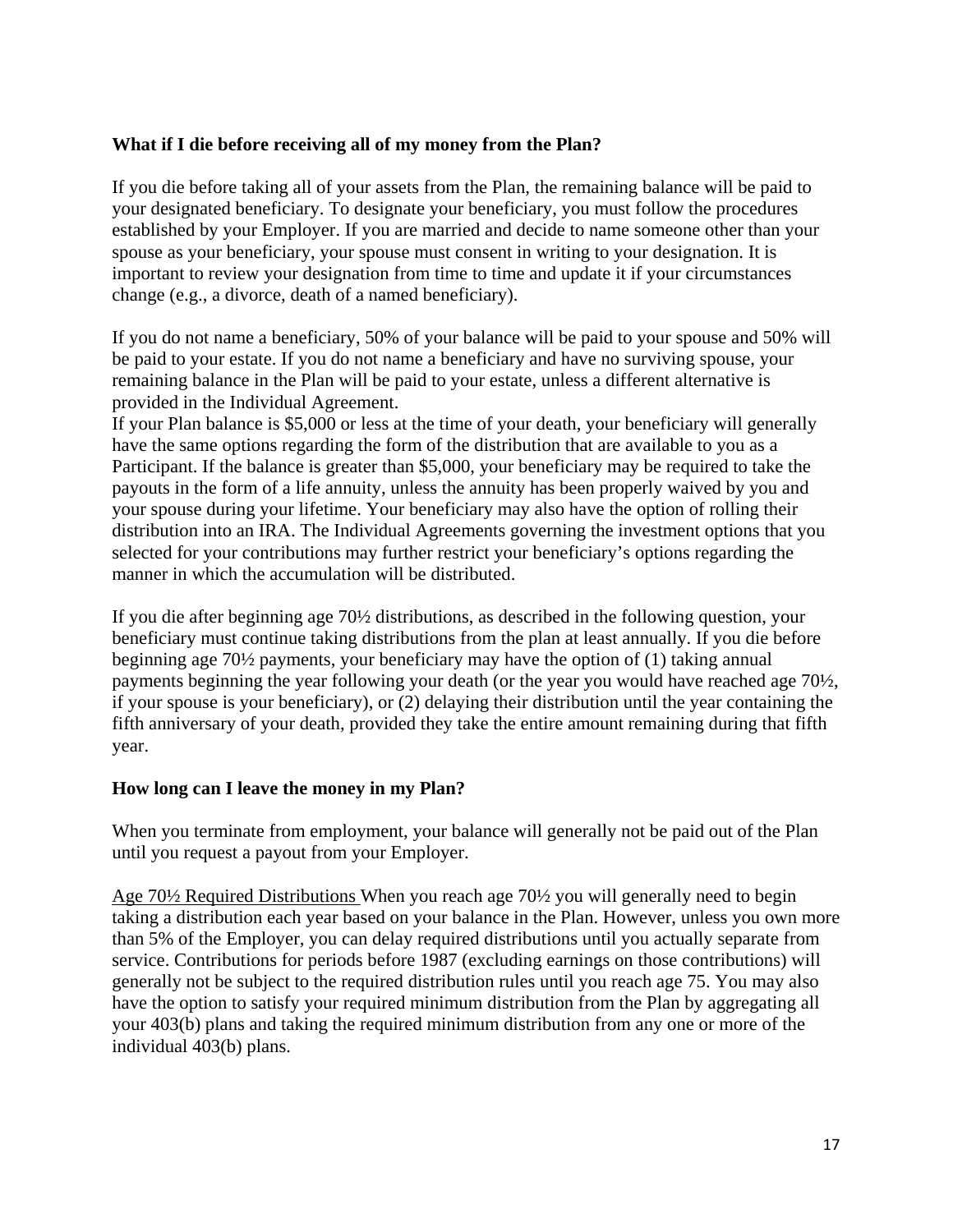**What if I die before receiving all of my money from the Plan?**

If you die before taking all of your assets from the Plan, the remaining balance will be paid to your designated beneficiary. To designate your beneficiary, you must follow the procedures established by your Employer. If you are married and decide to name someone other than your spouse as your beneficiary, your spouse must consent in writing to your designation. It is important to review your designation from time to time and update it if your circumstances change (e.g., a divorce, death of a named beneficiary).

If you do not name a beneficiary, 50% of your balance will be paid to your spouse and 50% will be paid to your estate. If you do not name a beneficiary and have no surviving spouse, your remaining balance in the Plan will be paid to your estate, unless a different alternative is provided in the Individual Agreement.
If your Plan balance is $5,000 or less at the time of your death, your beneficiary will generally have the same options regarding the form of the distribution that are available to you as a Participant. If the balance is greater than $5,000, your beneficiary may be required to take the payouts in the form of a life annuity, unless the annuity has been properly waived by you and your spouse during your lifetime. Your beneficiary may also have the option of rolling their distribution into an IRA. The Individual Agreements governing the investment options that you selected for your contributions may further restrict your beneficiary's options regarding the manner in which the accumulation will be distributed.

If you die after beginning age 70½ distributions, as described in the following question, your beneficiary must continue taking distributions from the plan at least annually. If you die before beginning age 70½ payments, your beneficiary may have the option of (1) taking annual payments beginning the year following your death (or the year you would have reached age 70½, if your spouse is your beneficiary), or (2) delaying their distribution until the year containing the fifth anniversary of your death, provided they take the entire amount remaining during that fifth year.

**How long can I leave the money in my Plan?**

When you terminate from employment, your balance will generally not be paid out of the Plan until you request a payout from your Employer.

<u>Age 70½ Required Distributions</u> When you reach age 70½ you will generally need to begin taking a distribution each year based on your balance in the Plan. However, unless you own more than 5% of the Employer, you can delay required distributions until you actually separate from service. Contributions for periods before 1987 (excluding earnings on those contributions) will generally not be subject to the required distribution rules until you reach age 75. You may also have the option to satisfy your required minimum distribution from the Plan by aggregating all your 403(b) plans and taking the required minimum distribution from any one or more of the individual 403(b) plans.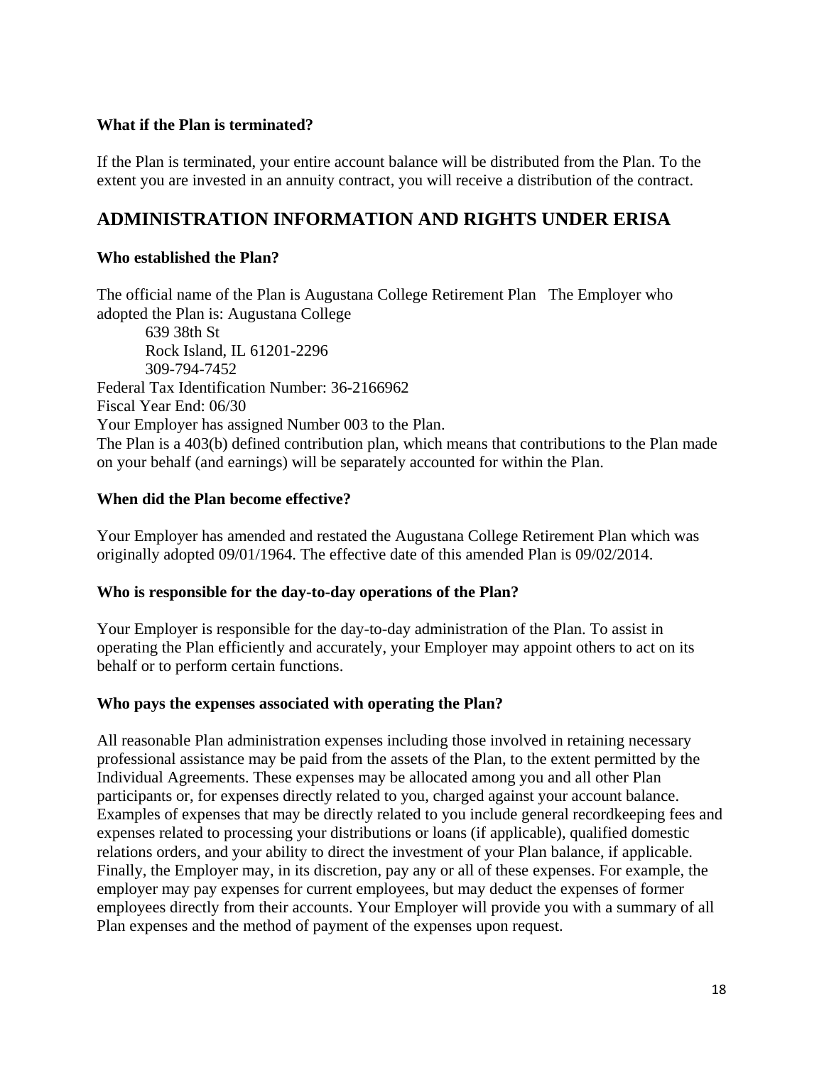**What if the Plan is terminated?**

If the Plan is terminated, your entire account balance will be distributed from the Plan. To the extent you are invested in an annuity contract, you will receive a distribution of the contract.

## ADMINISTRATION INFORMATION AND RIGHTS UNDER ERISA

**Who established the Plan?**

The official name of the Plan is Augustana College Retirement Plan   The Employer who adopted the Plan is: Augustana College

639 38th St
Rock Island, IL 61201-2296
309-794-7452

Federal Tax Identification Number: 36-2166962
Fiscal Year End: 06/30
Your Employer has assigned Number 003 to the Plan.
The Plan is a 403(b) defined contribution plan, which means that contributions to the Plan made on your behalf (and earnings) will be separately accounted for within the Plan.

**When did the Plan become effective?**

Your Employer has amended and restated the Augustana College Retirement Plan which was originally adopted 09/01/1964. The effective date of this amended Plan is 09/02/2014.

**Who is responsible for the day-to-day operations of the Plan?**

Your Employer is responsible for the day-to-day administration of the Plan. To assist in operating the Plan efficiently and accurately, your Employer may appoint others to act on its behalf or to perform certain functions.

**Who pays the expenses associated with operating the Plan?**

All reasonable Plan administration expenses including those involved in retaining necessary professional assistance may be paid from the assets of the Plan, to the extent permitted by the Individual Agreements. These expenses may be allocated among you and all other Plan participants or, for expenses directly related to you, charged against your account balance. Examples of expenses that may be directly related to you include general recordkeeping fees and expenses related to processing your distributions or loans (if applicable), qualified domestic relations orders, and your ability to direct the investment of your Plan balance, if applicable. Finally, the Employer may, in its discretion, pay any or all of these expenses. For example, the employer may pay expenses for current employees, but may deduct the expenses of former employees directly from their accounts. Your Employer will provide you with a summary of all Plan expenses and the method of payment of the expenses upon request.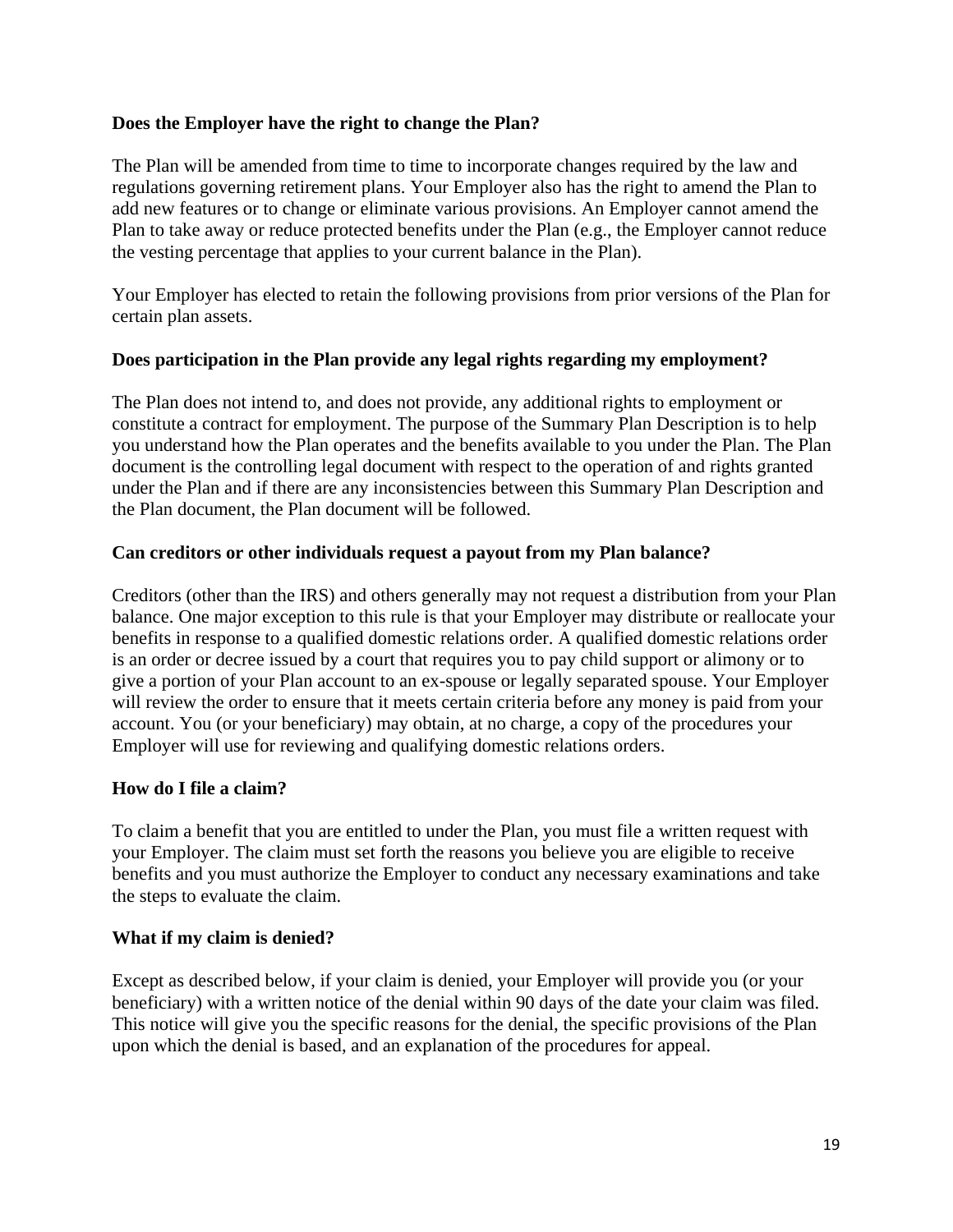**Does the Employer have the right to change the Plan?**

The Plan will be amended from time to time to incorporate changes required by the law and regulations governing retirement plans. Your Employer also has the right to amend the Plan to add new features or to change or eliminate various provisions. An Employer cannot amend the Plan to take away or reduce protected benefits under the Plan (e.g., the Employer cannot reduce the vesting percentage that applies to your current balance in the Plan).

Your Employer has elected to retain the following provisions from prior versions of the Plan for certain plan assets.

**Does participation in the Plan provide any legal rights regarding my employment?**

The Plan does not intend to, and does not provide, any additional rights to employment or constitute a contract for employment. The purpose of the Summary Plan Description is to help you understand how the Plan operates and the benefits available to you under the Plan. The Plan document is the controlling legal document with respect to the operation of and rights granted under the Plan and if there are any inconsistencies between this Summary Plan Description and the Plan document, the Plan document will be followed.

**Can creditors or other individuals request a payout from my Plan balance?**

Creditors (other than the IRS) and others generally may not request a distribution from your Plan balance. One major exception to this rule is that your Employer may distribute or reallocate your benefits in response to a qualified domestic relations order. A qualified domestic relations order is an order or decree issued by a court that requires you to pay child support or alimony or to give a portion of your Plan account to an ex-spouse or legally separated spouse. Your Employer will review the order to ensure that it meets certain criteria before any money is paid from your account. You (or your beneficiary) may obtain, at no charge, a copy of the procedures your Employer will use for reviewing and qualifying domestic relations orders.

**How do I file a claim?**

To claim a benefit that you are entitled to under the Plan, you must file a written request with your Employer. The claim must set forth the reasons you believe you are eligible to receive benefits and you must authorize the Employer to conduct any necessary examinations and take the steps to evaluate the claim.

**What if my claim is denied?**

Except as described below, if your claim is denied, your Employer will provide you (or your beneficiary) with a written notice of the denial within 90 days of the date your claim was filed. This notice will give you the specific reasons for the denial, the specific provisions of the Plan upon which the denial is based, and an explanation of the procedures for appeal.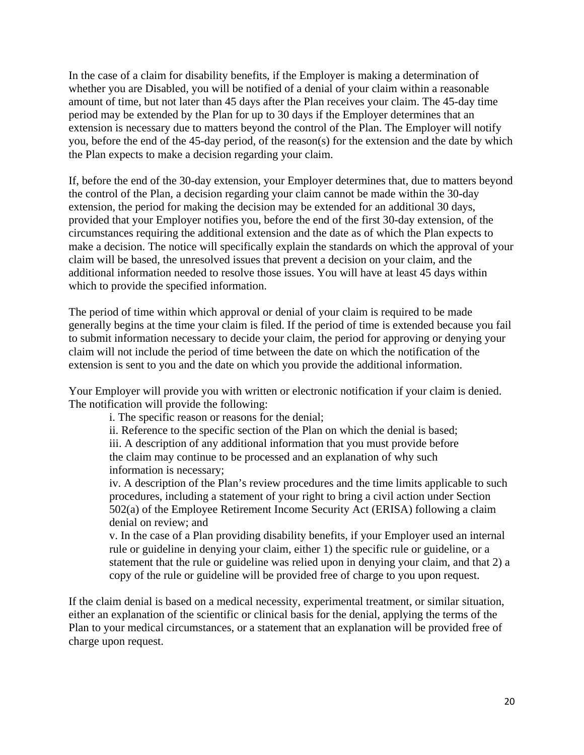In the case of a claim for disability benefits, if the Employer is making a determination of whether you are Disabled, you will be notified of a denial of your claim within a reasonable amount of time, but not later than 45 days after the Plan receives your claim. The 45-day time period may be extended by the Plan for up to 30 days if the Employer determines that an extension is necessary due to matters beyond the control of the Plan. The Employer will notify you, before the end of the 45-day period, of the reason(s) for the extension and the date by which the Plan expects to make a decision regarding your claim.

If, before the end of the 30-day extension, your Employer determines that, due to matters beyond the control of the Plan, a decision regarding your claim cannot be made within the 30-day extension, the period for making the decision may be extended for an additional 30 days, provided that your Employer notifies you, before the end of the first 30-day extension, of the circumstances requiring the additional extension and the date as of which the Plan expects to make a decision. The notice will specifically explain the standards on which the approval of your claim will be based, the unresolved issues that prevent a decision on your claim, and the additional information needed to resolve those issues. You will have at least 45 days within which to provide the specified information.

The period of time within which approval or denial of your claim is required to be made generally begins at the time your claim is filed. If the period of time is extended because you fail to submit information necessary to decide your claim, the period for approving or denying your claim will not include the period of time between the date on which the notification of the extension is sent to you and the date on which you provide the additional information.

Your Employer will provide you with written or electronic notification if your claim is denied. The notification will provide the following:

i. The specific reason or reasons for the denial;

ii. Reference to the specific section of the Plan on which the denial is based;

iii. A description of any additional information that you must provide before the claim may continue to be processed and an explanation of why such information is necessary;

iv. A description of the Plan's review procedures and the time limits applicable to such procedures, including a statement of your right to bring a civil action under Section 502(a) of the Employee Retirement Income Security Act (ERISA) following a claim denial on review; and

v. In the case of a Plan providing disability benefits, if your Employer used an internal rule or guideline in denying your claim, either 1) the specific rule or guideline, or a statement that the rule or guideline was relied upon in denying your claim, and that 2) a copy of the rule or guideline will be provided free of charge to you upon request.

If the claim denial is based on a medical necessity, experimental treatment, or similar situation, either an explanation of the scientific or clinical basis for the denial, applying the terms of the Plan to your medical circumstances, or a statement that an explanation will be provided free of charge upon request.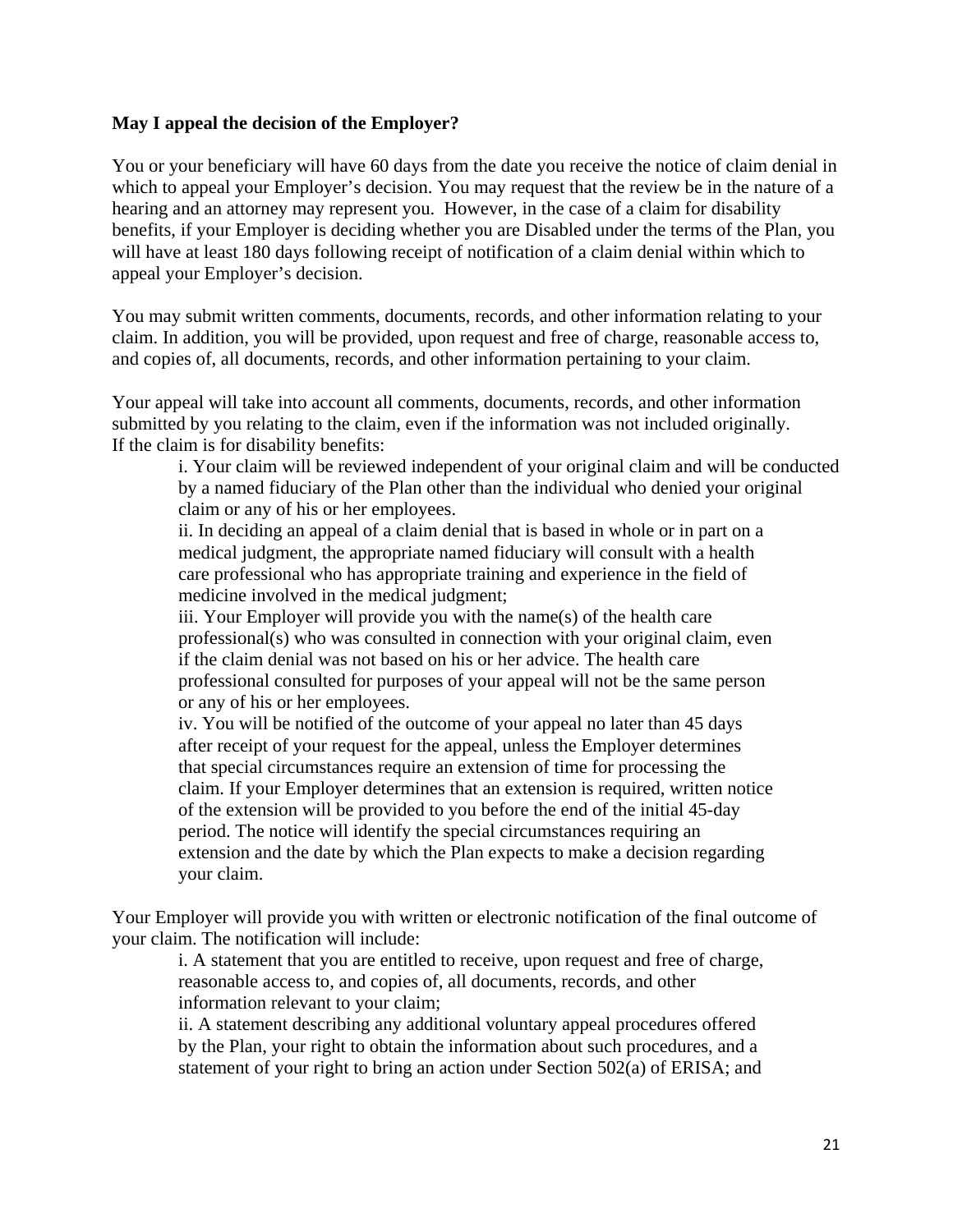**May I appeal the decision of the Employer?**

You or your beneficiary will have 60 days from the date you receive the notice of claim denial in which to appeal your Employer's decision. You may request that the review be in the nature of a hearing and an attorney may represent you. However, in the case of a claim for disability benefits, if your Employer is deciding whether you are Disabled under the terms of the Plan, you will have at least 180 days following receipt of notification of a claim denial within which to appeal your Employer's decision.

You may submit written comments, documents, records, and other information relating to your claim. In addition, you will be provided, upon request and free of charge, reasonable access to, and copies of, all documents, records, and other information pertaining to your claim.

Your appeal will take into account all comments, documents, records, and other information submitted by you relating to the claim, even if the information was not included originally. If the claim is for disability benefits:

> i. Your claim will be reviewed independent of your original claim and will be conducted by a named fiduciary of the Plan other than the individual who denied your original claim or any of his or her employees.
>
> ii. In deciding an appeal of a claim denial that is based in whole or in part on a medical judgment, the appropriate named fiduciary will consult with a health care professional who has appropriate training and experience in the field of medicine involved in the medical judgment;
>
> iii. Your Employer will provide you with the name(s) of the health care professional(s) who was consulted in connection with your original claim, even if the claim denial was not based on his or her advice. The health care professional consulted for purposes of your appeal will not be the same person or any of his or her employees.
>
> iv. You will be notified of the outcome of your appeal no later than 45 days after receipt of your request for the appeal, unless the Employer determines that special circumstances require an extension of time for processing the claim. If your Employer determines that an extension is required, written notice of the extension will be provided to you before the end of the initial 45-day period. The notice will identify the special circumstances requiring an extension and the date by which the Plan expects to make a decision regarding your claim.

Your Employer will provide you with written or electronic notification of the final outcome of your claim. The notification will include:

> i. A statement that you are entitled to receive, upon request and free of charge, reasonable access to, and copies of, all documents, records, and other information relevant to your claim;
>
> ii. A statement describing any additional voluntary appeal procedures offered by the Plan, your right to obtain the information about such procedures, and a statement of your right to bring an action under Section 502(a) of ERISA; and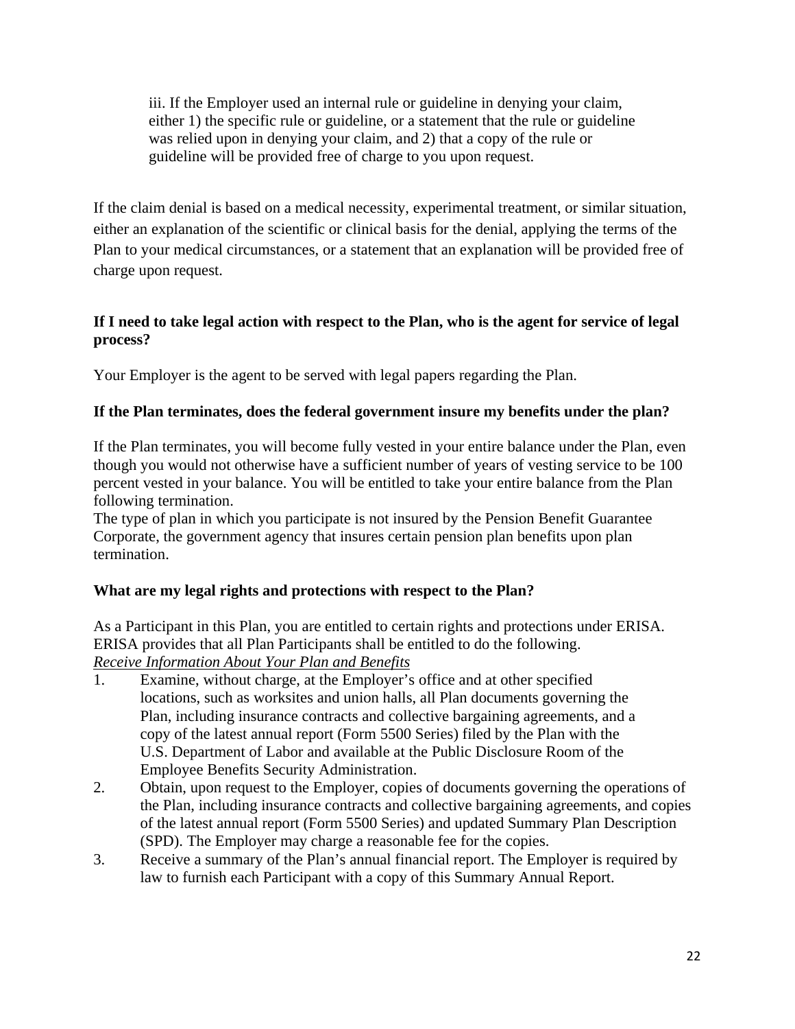iii. If the Employer used an internal rule or guideline in denying your claim, either 1) the specific rule or guideline, or a statement that the rule or guideline was relied upon in denying your claim, and 2) that a copy of the rule or guideline will be provided free of charge to you upon request.

If the claim denial is based on a medical necessity, experimental treatment, or similar situation, either an explanation of the scientific or clinical basis for the denial, applying the terms of the Plan to your medical circumstances, or a statement that an explanation will be provided free of charge upon request.

**If I need to take legal action with respect to the Plan, who is the agent for service of legal process?**

Your Employer is the agent to be served with legal papers regarding the Plan.

**If the Plan terminates, does the federal government insure my benefits under the plan?**

If the Plan terminates, you will become fully vested in your entire balance under the Plan, even though you would not otherwise have a sufficient number of years of vesting service to be 100 percent vested in your balance. You will be entitled to take your entire balance from the Plan following termination.

The type of plan in which you participate is not insured by the Pension Benefit Guarantee Corporate, the government agency that insures certain pension plan benefits upon plan termination.

**What are my legal rights and protections with respect to the Plan?**

As a Participant in this Plan, you are entitled to certain rights and protections under ERISA. ERISA provides that all Plan Participants shall be entitled to do the following.

*Receive Information About Your Plan and Benefits*

1. Examine, without charge, at the Employer's office and at other specified locations, such as worksites and union halls, all Plan documents governing the Plan, including insurance contracts and collective bargaining agreements, and a copy of the latest annual report (Form 5500 Series) filed by the Plan with the U.S. Department of Labor and available at the Public Disclosure Room of the Employee Benefits Security Administration.
2. Obtain, upon request to the Employer, copies of documents governing the operations of the Plan, including insurance contracts and collective bargaining agreements, and copies of the latest annual report (Form 5500 Series) and updated Summary Plan Description (SPD). The Employer may charge a reasonable fee for the copies.
3. Receive a summary of the Plan's annual financial report. The Employer is required by law to furnish each Participant with a copy of this Summary Annual Report.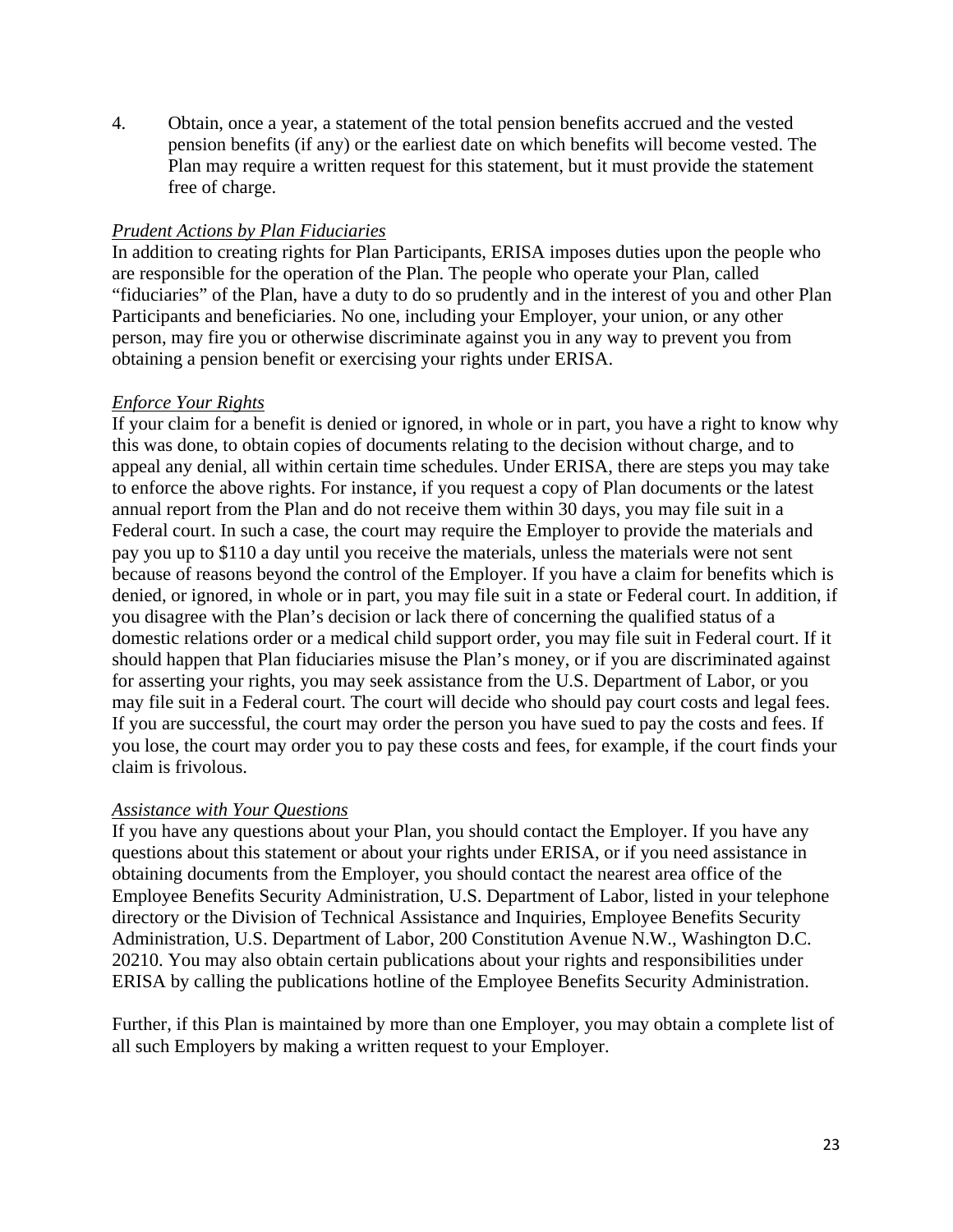4. Obtain, once a year, a statement of the total pension benefits accrued and the vested pension benefits (if any) or the earliest date on which benefits will become vested. The Plan may require a written request for this statement, but it must provide the statement free of charge.

*Prudent Actions by Plan Fiduciaries*
In addition to creating rights for Plan Participants, ERISA imposes duties upon the people who are responsible for the operation of the Plan. The people who operate your Plan, called "fiduciaries" of the Plan, have a duty to do so prudently and in the interest of you and other Plan Participants and beneficiaries. No one, including your Employer, your union, or any other person, may fire you or otherwise discriminate against you in any way to prevent you from obtaining a pension benefit or exercising your rights under ERISA.

*Enforce Your Rights*
If your claim for a benefit is denied or ignored, in whole or in part, you have a right to know why this was done, to obtain copies of documents relating to the decision without charge, and to appeal any denial, all within certain time schedules. Under ERISA, there are steps you may take to enforce the above rights. For instance, if you request a copy of Plan documents or the latest annual report from the Plan and do not receive them within 30 days, you may file suit in a Federal court. In such a case, the court may require the Employer to provide the materials and pay you up to $110 a day until you receive the materials, unless the materials were not sent because of reasons beyond the control of the Employer. If you have a claim for benefits which is denied, or ignored, in whole or in part, you may file suit in a state or Federal court. In addition, if you disagree with the Plan's decision or lack there of concerning the qualified status of a domestic relations order or a medical child support order, you may file suit in Federal court. If it should happen that Plan fiduciaries misuse the Plan's money, or if you are discriminated against for asserting your rights, you may seek assistance from the U.S. Department of Labor, or you may file suit in a Federal court. The court will decide who should pay court costs and legal fees. If you are successful, the court may order the person you have sued to pay the costs and fees. If you lose, the court may order you to pay these costs and fees, for example, if the court finds your claim is frivolous.

*Assistance with Your Questions*
If you have any questions about your Plan, you should contact the Employer. If you have any questions about this statement or about your rights under ERISA, or if you need assistance in obtaining documents from the Employer, you should contact the nearest area office of the Employee Benefits Security Administration, U.S. Department of Labor, listed in your telephone directory or the Division of Technical Assistance and Inquiries, Employee Benefits Security Administration, U.S. Department of Labor, 200 Constitution Avenue N.W., Washington D.C. 20210. You may also obtain certain publications about your rights and responsibilities under ERISA by calling the publications hotline of the Employee Benefits Security Administration.

Further, if this Plan is maintained by more than one Employer, you may obtain a complete list of all such Employers by making a written request to your Employer.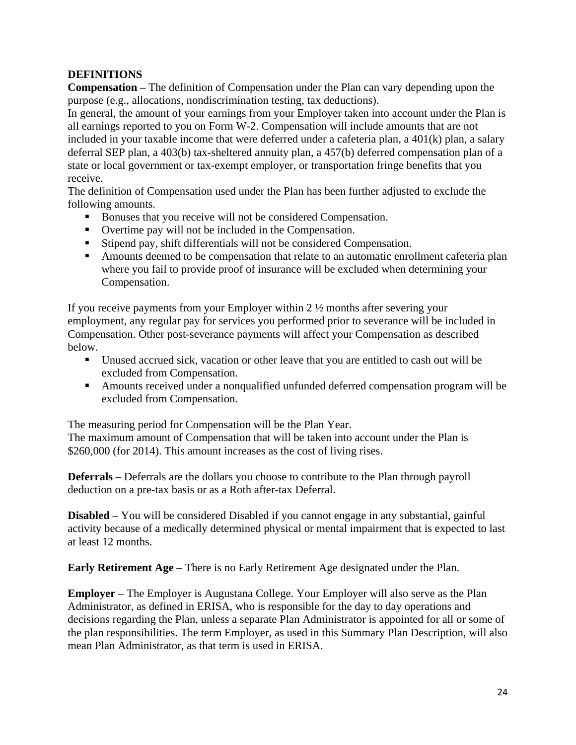**DEFINITIONS**

**Compensation –** The definition of Compensation under the Plan can vary depending upon the purpose (e.g., allocations, nondiscrimination testing, tax deductions).

In general, the amount of your earnings from your Employer taken into account under the Plan is all earnings reported to you on Form W-2. Compensation will include amounts that are not included in your taxable income that were deferred under a cafeteria plan, a 401(k) plan, a salary deferral SEP plan, a 403(b) tax-sheltered annuity plan, a 457(b) deferred compensation plan of a state or local government or tax-exempt employer, or transportation fringe benefits that you receive.

The definition of Compensation used under the Plan has been further adjusted to exclude the following amounts.

- Bonuses that you receive will not be considered Compensation.
- Overtime pay will not be included in the Compensation.
- Stipend pay, shift differentials will not be considered Compensation.
- Amounts deemed to be compensation that relate to an automatic enrollment cafeteria plan where you fail to provide proof of insurance will be excluded when determining your Compensation.

If you receive payments from your Employer within 2 ½ months after severing your employment, any regular pay for services you performed prior to severance will be included in Compensation. Other post-severance payments will affect your Compensation as described below.

- Unused accrued sick, vacation or other leave that you are entitled to cash out will be excluded from Compensation.
- Amounts received under a nonqualified unfunded deferred compensation program will be excluded from Compensation.

The measuring period for Compensation will be the Plan Year.

The maximum amount of Compensation that will be taken into account under the Plan is $260,000 (for 2014). This amount increases as the cost of living rises.

**Deferrals** – Deferrals are the dollars you choose to contribute to the Plan through payroll deduction on a pre-tax basis or as a Roth after-tax Deferral.

**Disabled** – You will be considered Disabled if you cannot engage in any substantial, gainful activity because of a medically determined physical or mental impairment that is expected to last at least 12 months.

**Early Retirement Age** – There is no Early Retirement Age designated under the Plan.

**Employer** – The Employer is Augustana College. Your Employer will also serve as the Plan Administrator, as defined in ERISA, who is responsible for the day to day operations and decisions regarding the Plan, unless a separate Plan Administrator is appointed for all or some of the plan responsibilities. The term Employer, as used in this Summary Plan Description, will also mean Plan Administrator, as that term is used in ERISA.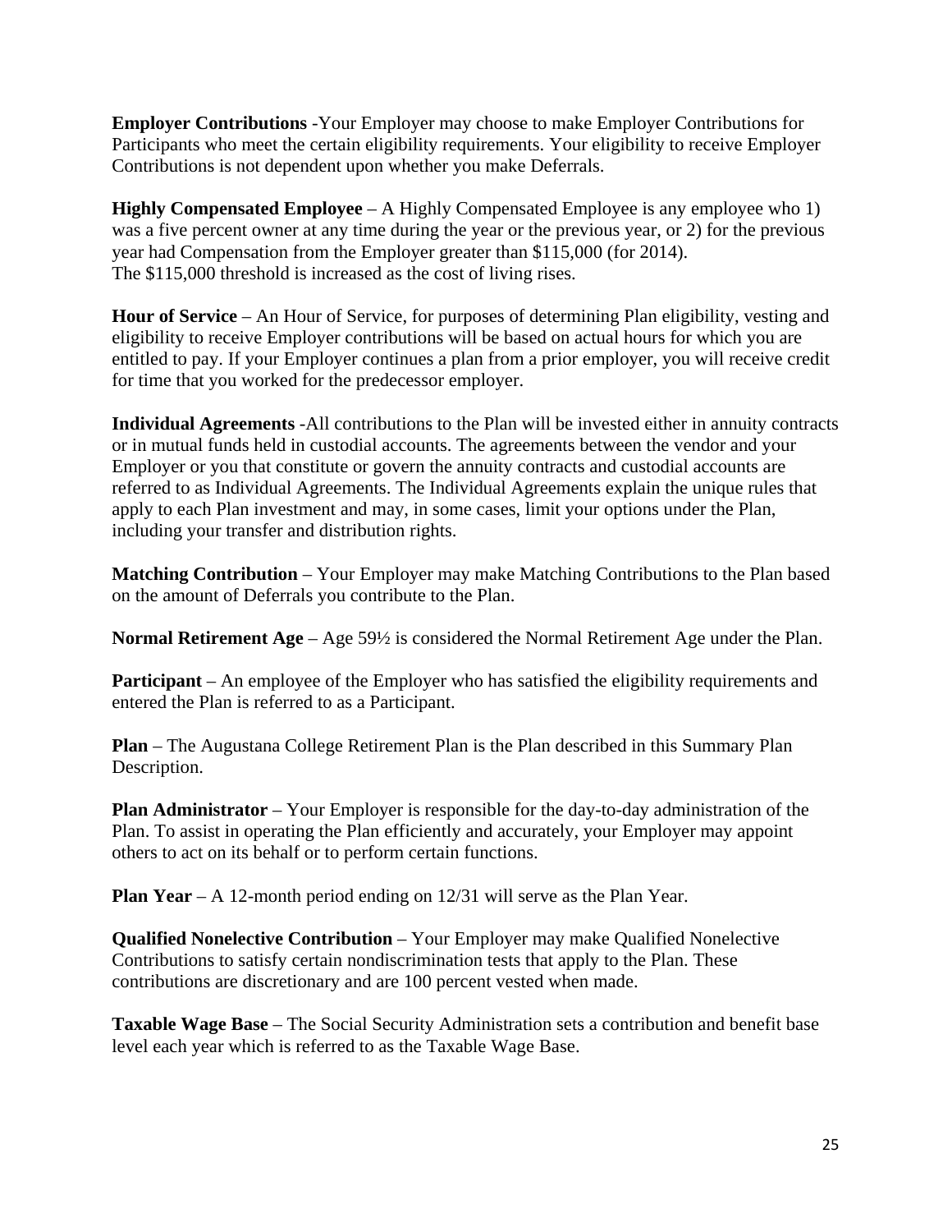**Employer Contributions** -Your Employer may choose to make Employer Contributions for Participants who meet the certain eligibility requirements. Your eligibility to receive Employer Contributions is not dependent upon whether you make Deferrals.

**Highly Compensated Employee** – A Highly Compensated Employee is any employee who 1) was a five percent owner at any time during the year or the previous year, or 2) for the previous year had Compensation from the Employer greater than $115,000 (for 2014). The $115,000 threshold is increased as the cost of living rises.

**Hour of Service** – An Hour of Service, for purposes of determining Plan eligibility, vesting and eligibility to receive Employer contributions will be based on actual hours for which you are entitled to pay. If your Employer continues a plan from a prior employer, you will receive credit for time that you worked for the predecessor employer.

**Individual Agreements** -All contributions to the Plan will be invested either in annuity contracts or in mutual funds held in custodial accounts. The agreements between the vendor and your Employer or you that constitute or govern the annuity contracts and custodial accounts are referred to as Individual Agreements. The Individual Agreements explain the unique rules that apply to each Plan investment and may, in some cases, limit your options under the Plan, including your transfer and distribution rights.

**Matching Contribution** – Your Employer may make Matching Contributions to the Plan based on the amount of Deferrals you contribute to the Plan.

**Normal Retirement Age** – Age 59½ is considered the Normal Retirement Age under the Plan.

**Participant** – An employee of the Employer who has satisfied the eligibility requirements and entered the Plan is referred to as a Participant.

**Plan** – The Augustana College Retirement Plan is the Plan described in this Summary Plan Description.

**Plan Administrator** – Your Employer is responsible for the day-to-day administration of the Plan. To assist in operating the Plan efficiently and accurately, your Employer may appoint others to act on its behalf or to perform certain functions.

**Plan Year** – A 12-month period ending on 12/31 will serve as the Plan Year.

**Qualified Nonelective Contribution** – Your Employer may make Qualified Nonelective Contributions to satisfy certain nondiscrimination tests that apply to the Plan. These contributions are discretionary and are 100 percent vested when made.

**Taxable Wage Base** – The Social Security Administration sets a contribution and benefit base level each year which is referred to as the Taxable Wage Base.